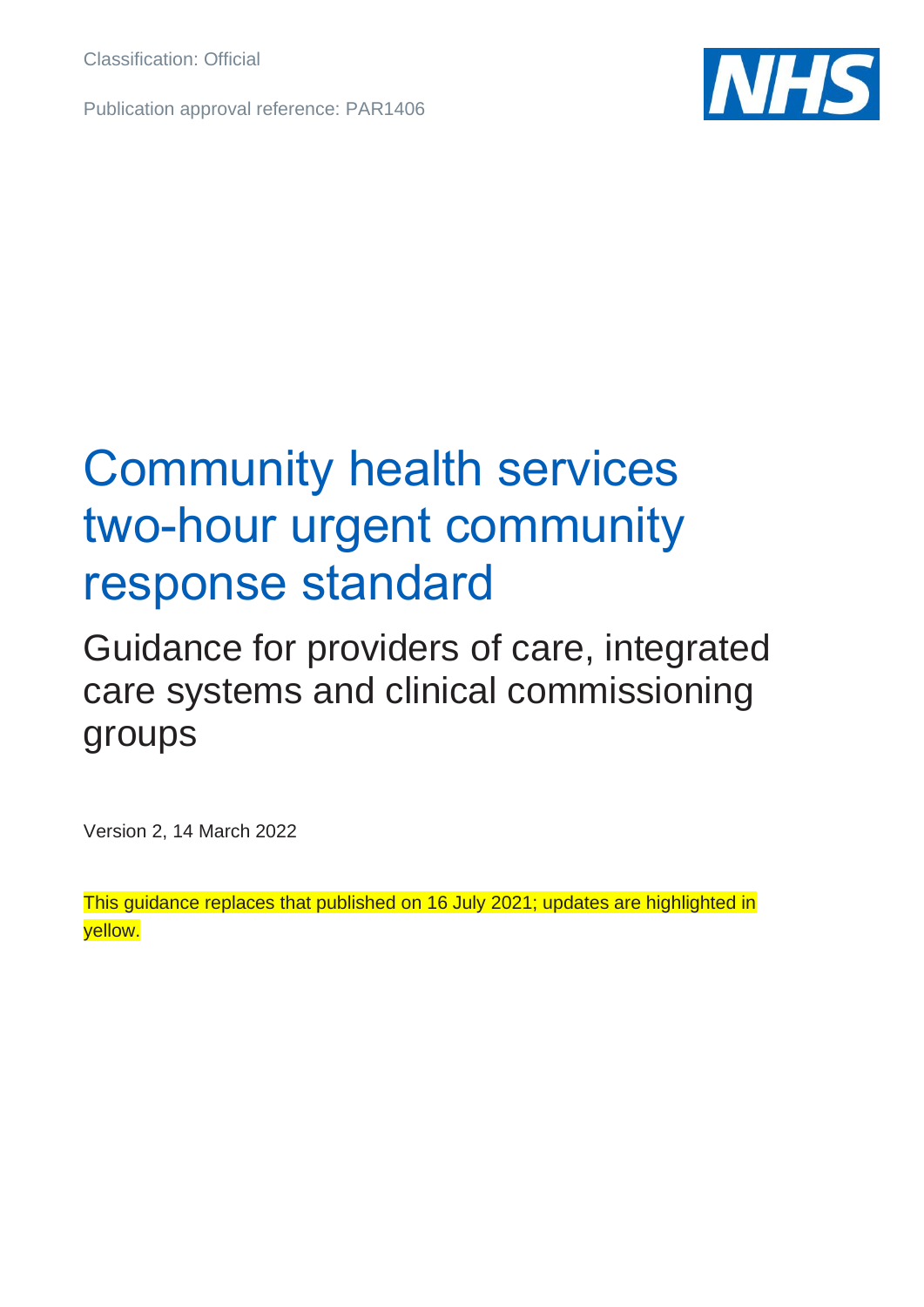Classification: Official

Publication approval reference: PAR1406

# Community health services two-hour urgent community response standard

## Guidance for providers of care, integrated care systems and clinical commissioning groups

Version 2, 14 March 2022

This guidance replaces that published on 16 July 2021; updates are highlighted in yellow.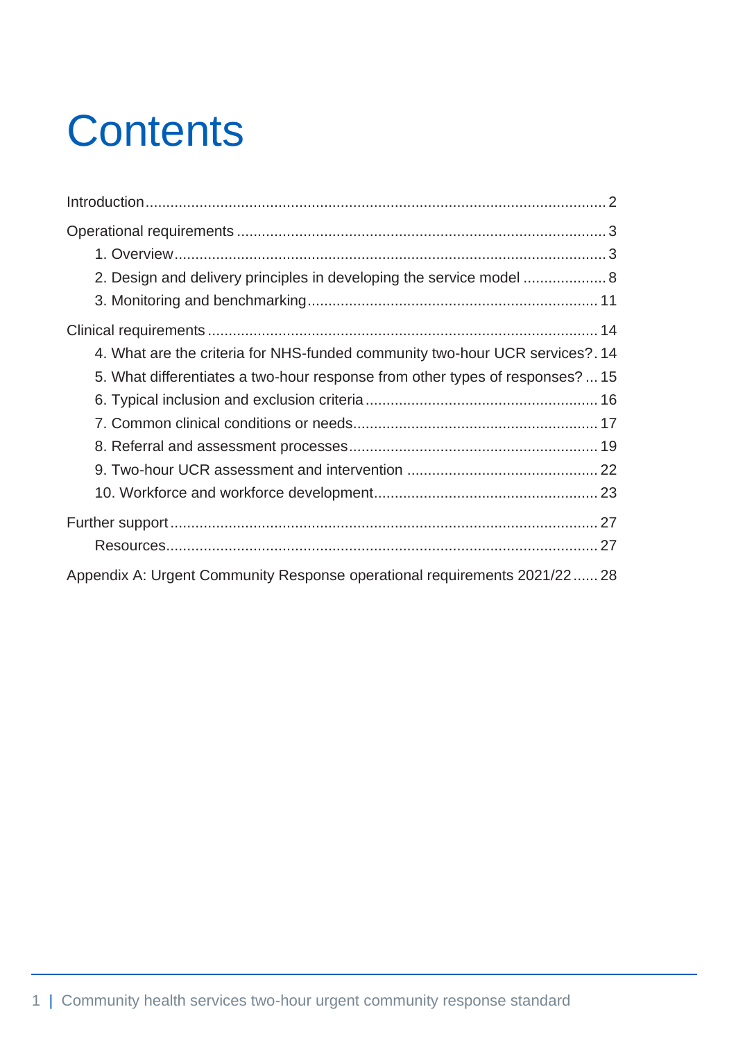# Contents

Introduction .......... 2

Operational requirements .......... 3

- 1. Overview .......... 3
- 2. Design and delivery principles in developing the service model .......... 8
- 3. Monitoring and benchmarking .......... 11

Clinical requirements .......... 14

- 4. What are the criteria for NHS-funded community two-hour UCR services? .......... 14
- 5. What differentiates a two-hour response from other types of responses? .......... 15
- 6. Typical inclusion and exclusion criteria .......... 16
- 7. Common clinical conditions or needs .......... 17
- 8. Referral and assessment processes .......... 19
- 9. Two-hour UCR assessment and intervention .......... 22
- 10. Workforce and workforce development .......... 23

Further support .......... 27

- Resources .......... 27

Appendix A: Urgent Community Response operational requirements 2021/22 .......... 28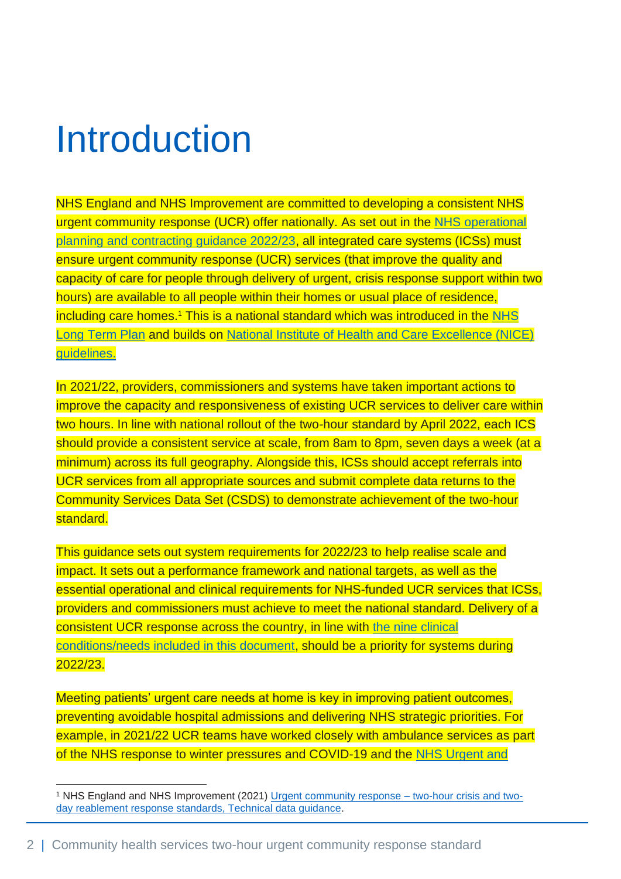# Introduction

NHS England and NHS Improvement are committed to developing a consistent NHS urgent community response (UCR) offer nationally. As set out in the NHS operational planning and contracting guidance 2022/23, all integrated care systems (ICSs) must ensure urgent community response (UCR) services (that improve the quality and capacity of care for people through delivery of urgent, crisis response support within two hours) are available to all people within their homes or usual place of residence, including care homes.[1] This is a national standard which was introduced in the NHS Long Term Plan and builds on National Institute of Health and Care Excellence (NICE) guidelines.

In 2021/22, providers, commissioners and systems have taken important actions to improve the capacity and responsiveness of existing UCR services to deliver care within two hours. In line with national rollout of the two-hour standard by April 2022, each ICS should provide a consistent service at scale, from 8am to 8pm, seven days a week (at a minimum) across its full geography. Alongside this, ICSs should accept referrals into UCR services from all appropriate sources and submit complete data returns to the Community Services Data Set (CSDS) to demonstrate achievement of the two-hour standard.

This guidance sets out system requirements for 2022/23 to help realise scale and impact. It sets out a performance framework and national targets, as well as the essential operational and clinical requirements for NHS-funded UCR services that ICSs, providers and commissioners must achieve to meet the national standard. Delivery of a consistent UCR response across the country, in line with the nine clinical conditions/needs included in this document, should be a priority for systems during 2022/23.

Meeting patients' urgent care needs at home is key in improving patient outcomes, preventing avoidable hospital admissions and delivering NHS strategic priorities. For example, in 2021/22 UCR teams have worked closely with ambulance services as part of the NHS response to winter pressures and COVID-19 and the NHS Urgent and

[1] NHS England and NHS Improvement (2021) Urgent community response – two-hour crisis and two-day reablement response standards, Technical data guidance.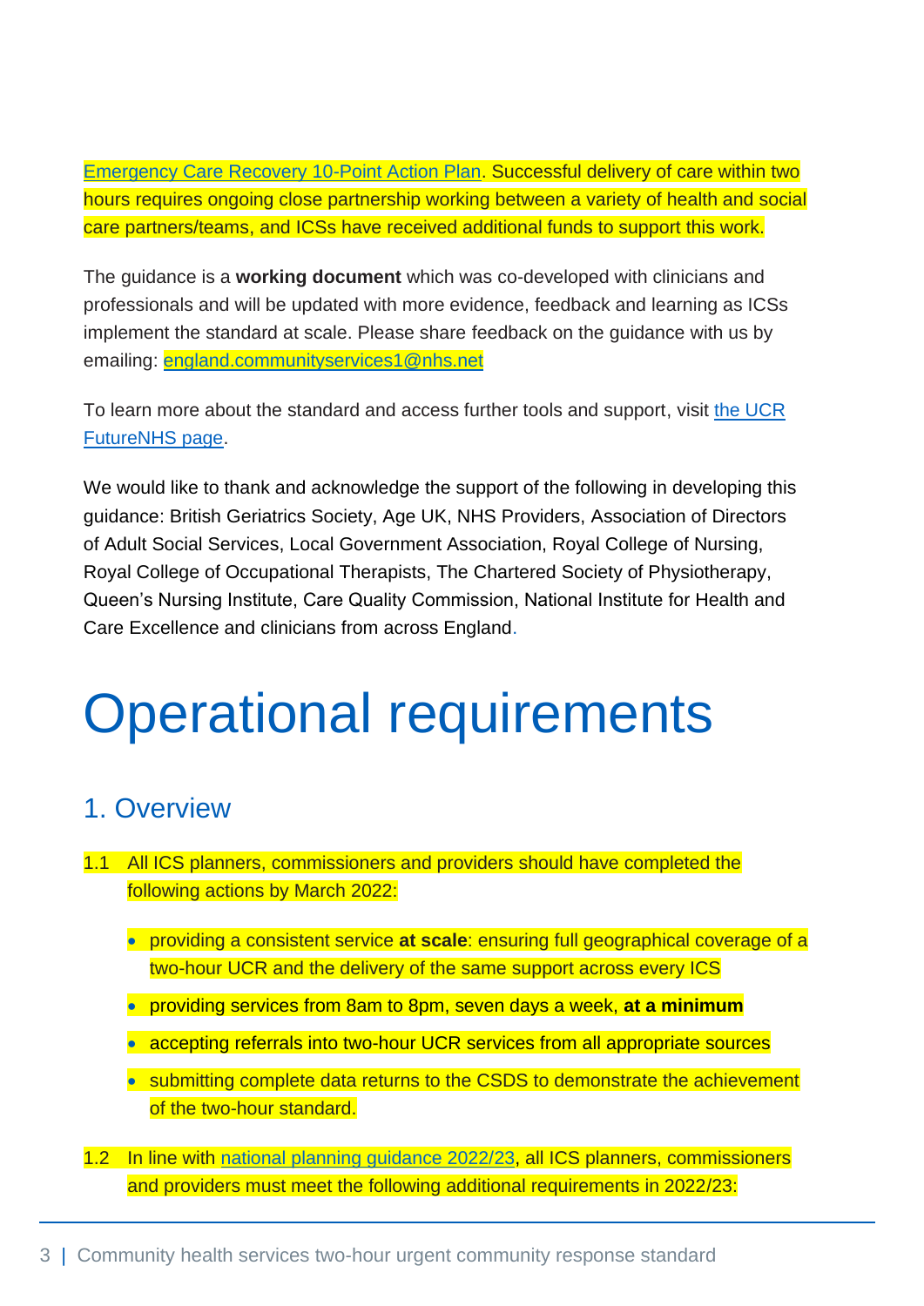Emergency Care Recovery 10-Point Action Plan. Successful delivery of care within two hours requires ongoing close partnership working between a variety of health and social care partners/teams, and ICSs have received additional funds to support this work.

The guidance is a **working document** which was co-developed with clinicians and professionals and will be updated with more evidence, feedback and learning as ICSs implement the standard at scale. Please share feedback on the guidance with us by emailing: england.communityservices1@nhs.net

To learn more about the standard and access further tools and support, visit the UCR FutureNHS page.

We would like to thank and acknowledge the support of the following in developing this guidance: British Geriatrics Society, Age UK, NHS Providers, Association of Directors of Adult Social Services, Local Government Association, Royal College of Nursing, Royal College of Occupational Therapists, The Chartered Society of Physiotherapy, Queen's Nursing Institute, Care Quality Commission, National Institute for Health and Care Excellence and clinicians from across England.

# Operational requirements

## 1. Overview

1.1 All ICS planners, commissioners and providers should have completed the following actions by March 2022:

- providing a consistent service **at scale**: ensuring full geographical coverage of a two-hour UCR and the delivery of the same support across every ICS
- providing services from 8am to 8pm, seven days a week, **at a minimum**
- accepting referrals into two-hour UCR services from all appropriate sources
- submitting complete data returns to the CSDS to demonstrate the achievement of the two-hour standard.

1.2 In line with national planning guidance 2022/23, all ICS planners, commissioners and providers must meet the following additional requirements in 2022/23: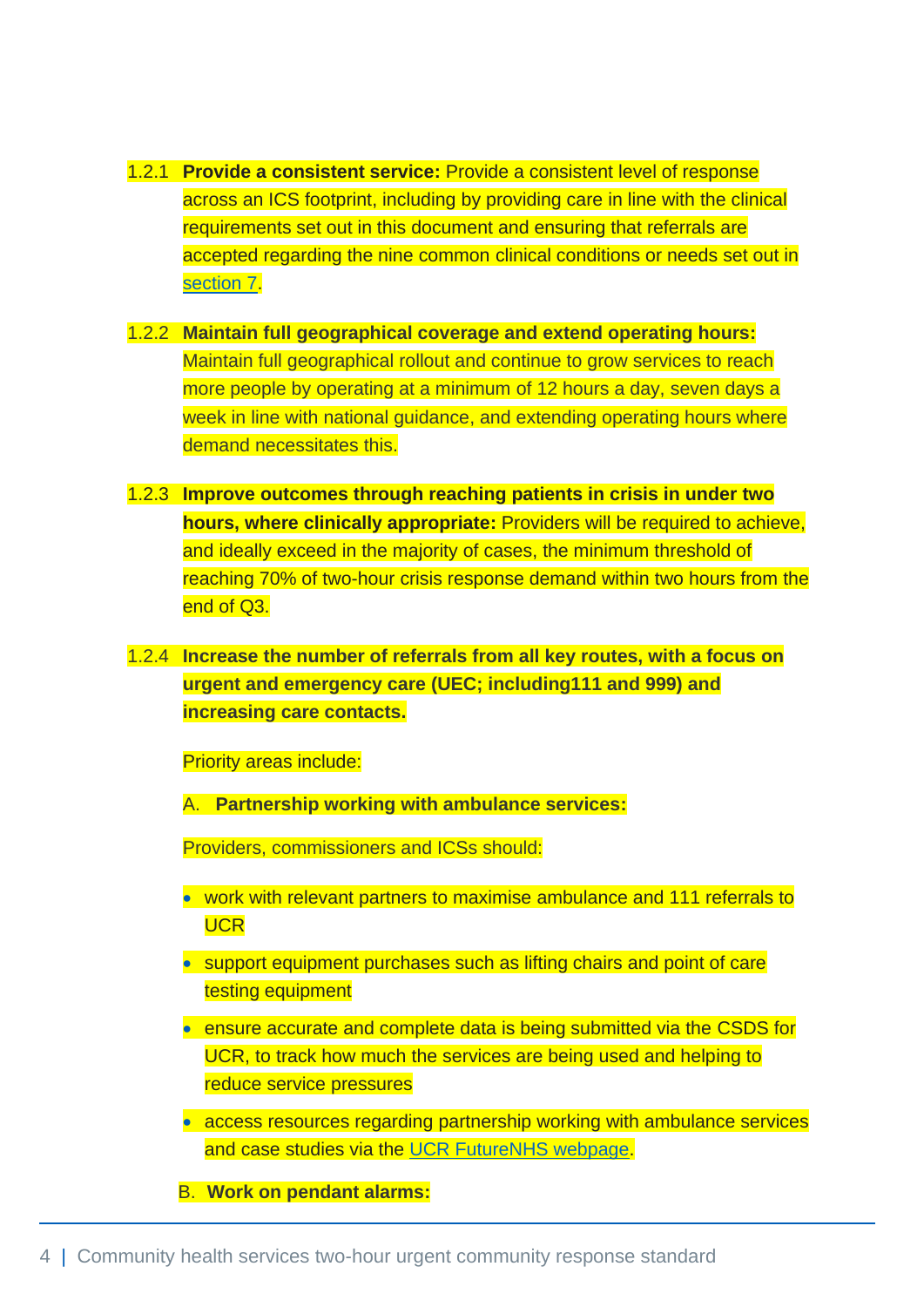1.2.1 **Provide a consistent service:** Provide a consistent level of response across an ICS footprint, including by providing care in line with the clinical requirements set out in this document and ensuring that referrals are accepted regarding the nine common clinical conditions or needs set out in section 7.

1.2.2 **Maintain full geographical coverage and extend operating hours:** Maintain full geographical rollout and continue to grow services to reach more people by operating at a minimum of 12 hours a day, seven days a week in line with national guidance, and extending operating hours where demand necessitates this.

1.2.3 **Improve outcomes through reaching patients in crisis in under two hours, where clinically appropriate:** Providers will be required to achieve, and ideally exceed in the majority of cases, the minimum threshold of reaching 70% of two-hour crisis response demand within two hours from the end of Q3.

1.2.4 **Increase the number of referrals from all key routes, with a focus on urgent and emergency care (UEC; including111 and 999) and increasing care contacts.**

Priority areas include:

A. **Partnership working with ambulance services:**

Providers, commissioners and ICSs should:

- work with relevant partners to maximise ambulance and 111 referrals to UCR
- support equipment purchases such as lifting chairs and point of care testing equipment
- ensure accurate and complete data is being submitted via the CSDS for UCR, to track how much the services are being used and helping to reduce service pressures
- access resources regarding partnership working with ambulance services and case studies via the UCR FutureNHS webpage.

B. **Work on pendant alarms:**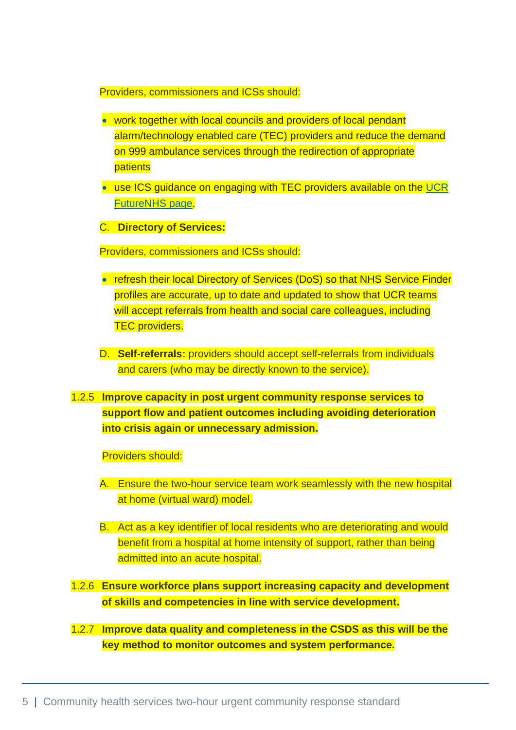Providers, commissioners and ICSs should:

- work together with local councils and providers of local pendant alarm/technology enabled care (TEC) providers and reduce the demand on 999 ambulance services through the redirection of appropriate patients
- use ICS guidance on engaging with TEC providers available on the [UCR FutureNHS page](#).

C. **Directory of Services:**

Providers, commissioners and ICSs should:

- refresh their local Directory of Services (DoS) so that NHS Service Finder profiles are accurate, up to date and updated to show that UCR teams will accept referrals from health and social care colleagues, including TEC providers.

D. **Self-referrals:** providers should accept self-referrals from individuals and carers (who may be directly known to the service).

1.2.5 **Improve capacity in post urgent community response services to support flow and patient outcomes including avoiding deterioration into crisis again or unnecessary admission.**

Providers should:

A. Ensure the two-hour service team work seamlessly with the new hospital at home (virtual ward) model.

B. Act as a key identifier of local residents who are deteriorating and would benefit from a hospital at home intensity of support, rather than being admitted into an acute hospital.

1.2.6 **Ensure workforce plans support increasing capacity and development of skills and competencies in line with service development.**

1.2.7 **Improve data quality and completeness in the CSDS as this will be the key method to monitor outcomes and system performance.**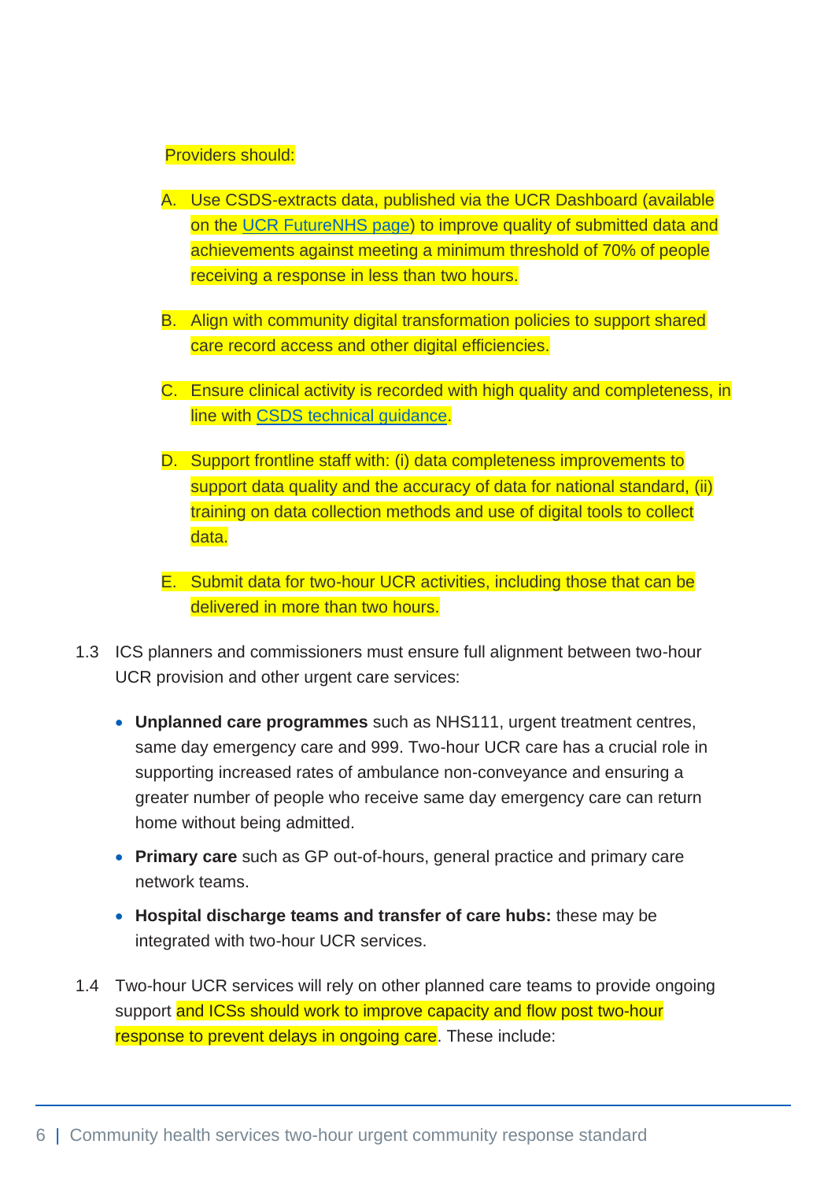Providers should:

A. Use CSDS-extracts data, published via the UCR Dashboard (available on the UCR FutureNHS page) to improve quality of submitted data and achievements against meeting a minimum threshold of 70% of people receiving a response in less than two hours.

B. Align with community digital transformation policies to support shared care record access and other digital efficiencies.

C. Ensure clinical activity is recorded with high quality and completeness, in line with CSDS technical guidance.

D. Support frontline staff with: (i) data completeness improvements to support data quality and the accuracy of data for national standard, (ii) training on data collection methods and use of digital tools to collect data.

E. Submit data for two-hour UCR activities, including those that can be delivered in more than two hours.

1.3 ICS planners and commissioners must ensure full alignment between two-hour UCR provision and other urgent care services:

- **Unplanned care programmes** such as NHS111, urgent treatment centres, same day emergency care and 999. Two-hour UCR care has a crucial role in supporting increased rates of ambulance non-conveyance and ensuring a greater number of people who receive same day emergency care can return home without being admitted.
- **Primary care** such as GP out-of-hours, general practice and primary care network teams.
- **Hospital discharge teams and transfer of care hubs:** these may be integrated with two-hour UCR services.

1.4 Two-hour UCR services will rely on other planned care teams to provide ongoing support and ICSs should work to improve capacity and flow post two-hour response to prevent delays in ongoing care. These include: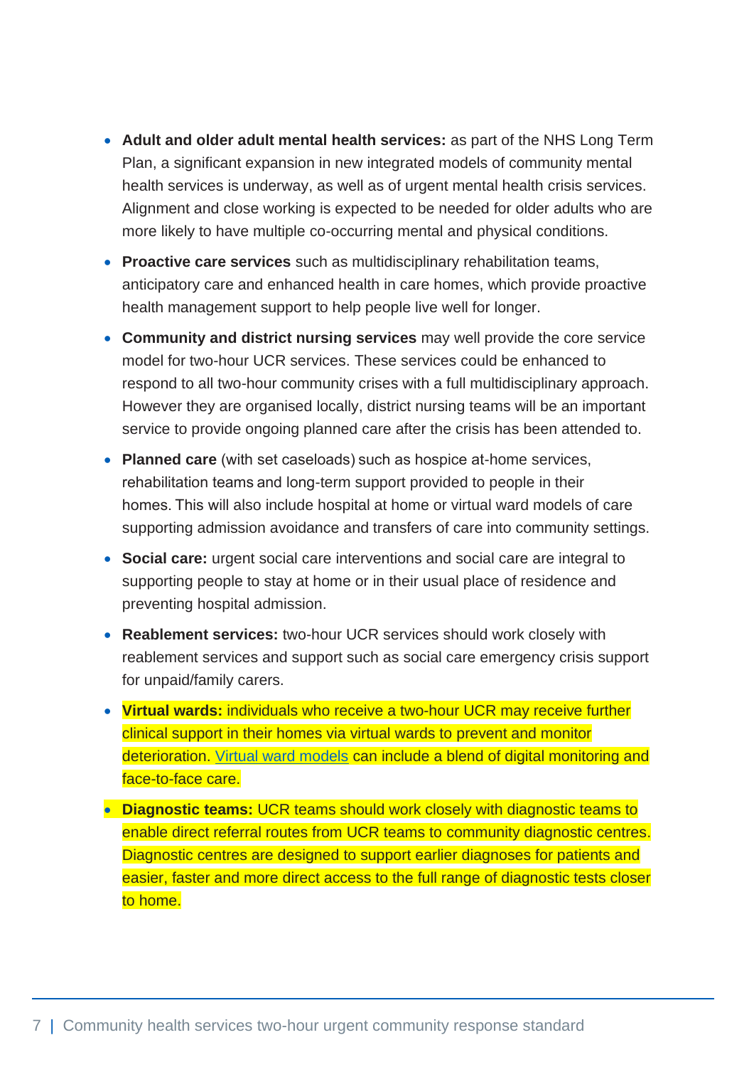- **Adult and older adult mental health services:** as part of the NHS Long Term Plan, a significant expansion in new integrated models of community mental health services is underway, as well as of urgent mental health crisis services. Alignment and close working is expected to be needed for older adults who are more likely to have multiple co-occurring mental and physical conditions.
- **Proactive care services** such as multidisciplinary rehabilitation teams, anticipatory care and enhanced health in care homes, which provide proactive health management support to help people live well for longer.
- **Community and district nursing services** may well provide the core service model for two-hour UCR services. These services could be enhanced to respond to all two-hour community crises with a full multidisciplinary approach. However they are organised locally, district nursing teams will be an important service to provide ongoing planned care after the crisis has been attended to.
- **Planned care** (with set caseloads) such as hospice at-home services, rehabilitation teams and long-term support provided to people in their homes. This will also include hospital at home or virtual ward models of care supporting admission avoidance and transfers of care into community settings.
- **Social care:** urgent social care interventions and social care are integral to supporting people to stay at home or in their usual place of residence and preventing hospital admission.
- **Reablement services:** two-hour UCR services should work closely with reablement services and support such as social care emergency crisis support for unpaid/family carers.
- **Virtual wards:** individuals who receive a two-hour UCR may receive further clinical support in their homes via virtual wards to prevent and monitor deterioration. Virtual ward models can include a blend of digital monitoring and face-to-face care.
- **Diagnostic teams:** UCR teams should work closely with diagnostic teams to enable direct referral routes from UCR teams to community diagnostic centres. Diagnostic centres are designed to support earlier diagnoses for patients and easier, faster and more direct access to the full range of diagnostic tests closer to home.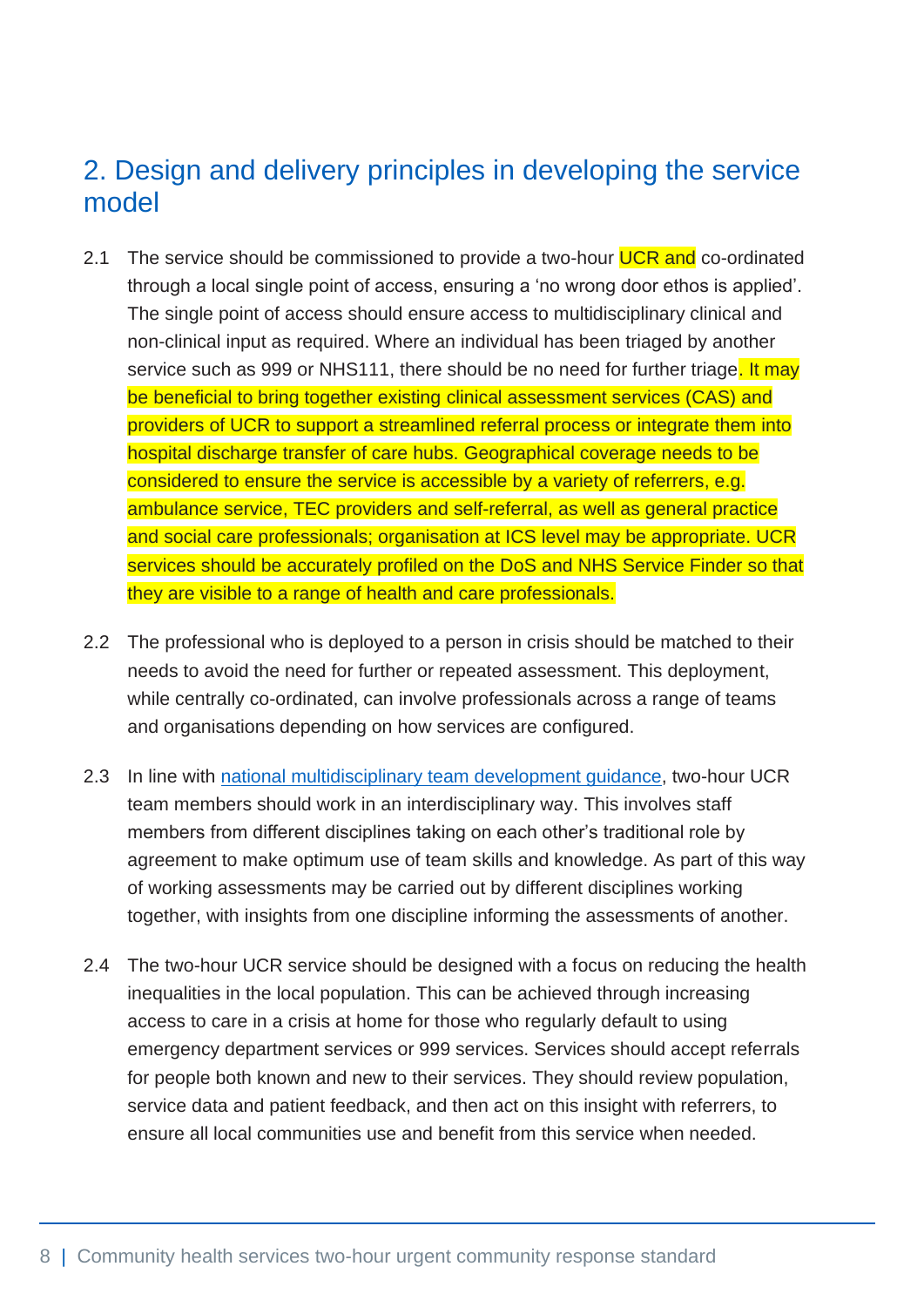## 2. Design and delivery principles in developing the service model

2.1 The service should be commissioned to provide a two-hour UCR and co-ordinated through a local single point of access, ensuring a 'no wrong door ethos is applied'. The single point of access should ensure access to multidisciplinary clinical and non-clinical input as required. Where an individual has been triaged by another service such as 999 or NHS111, there should be no need for further triage. It may be beneficial to bring together existing clinical assessment services (CAS) and providers of UCR to support a streamlined referral process or integrate them into hospital discharge transfer of care hubs. Geographical coverage needs to be considered to ensure the service is accessible by a variety of referrers, e.g. ambulance service, TEC providers and self-referral, as well as general practice and social care professionals; organisation at ICS level may be appropriate. UCR services should be accurately profiled on the DoS and NHS Service Finder so that they are visible to a range of health and care professionals.

2.2 The professional who is deployed to a person in crisis should be matched to their needs to avoid the need for further or repeated assessment. This deployment, while centrally co-ordinated, can involve professionals across a range of teams and organisations depending on how services are configured.

2.3 In line with national multidisciplinary team development guidance, two-hour UCR team members should work in an interdisciplinary way. This involves staff members from different disciplines taking on each other's traditional role by agreement to make optimum use of team skills and knowledge. As part of this way of working assessments may be carried out by different disciplines working together, with insights from one discipline informing the assessments of another.

2.4 The two-hour UCR service should be designed with a focus on reducing the health inequalities in the local population. This can be achieved through increasing access to care in a crisis at home for those who regularly default to using emergency department services or 999 services. Services should accept referrals for people both known and new to their services. They should review population, service data and patient feedback, and then act on this insight with referrers, to ensure all local communities use and benefit from this service when needed.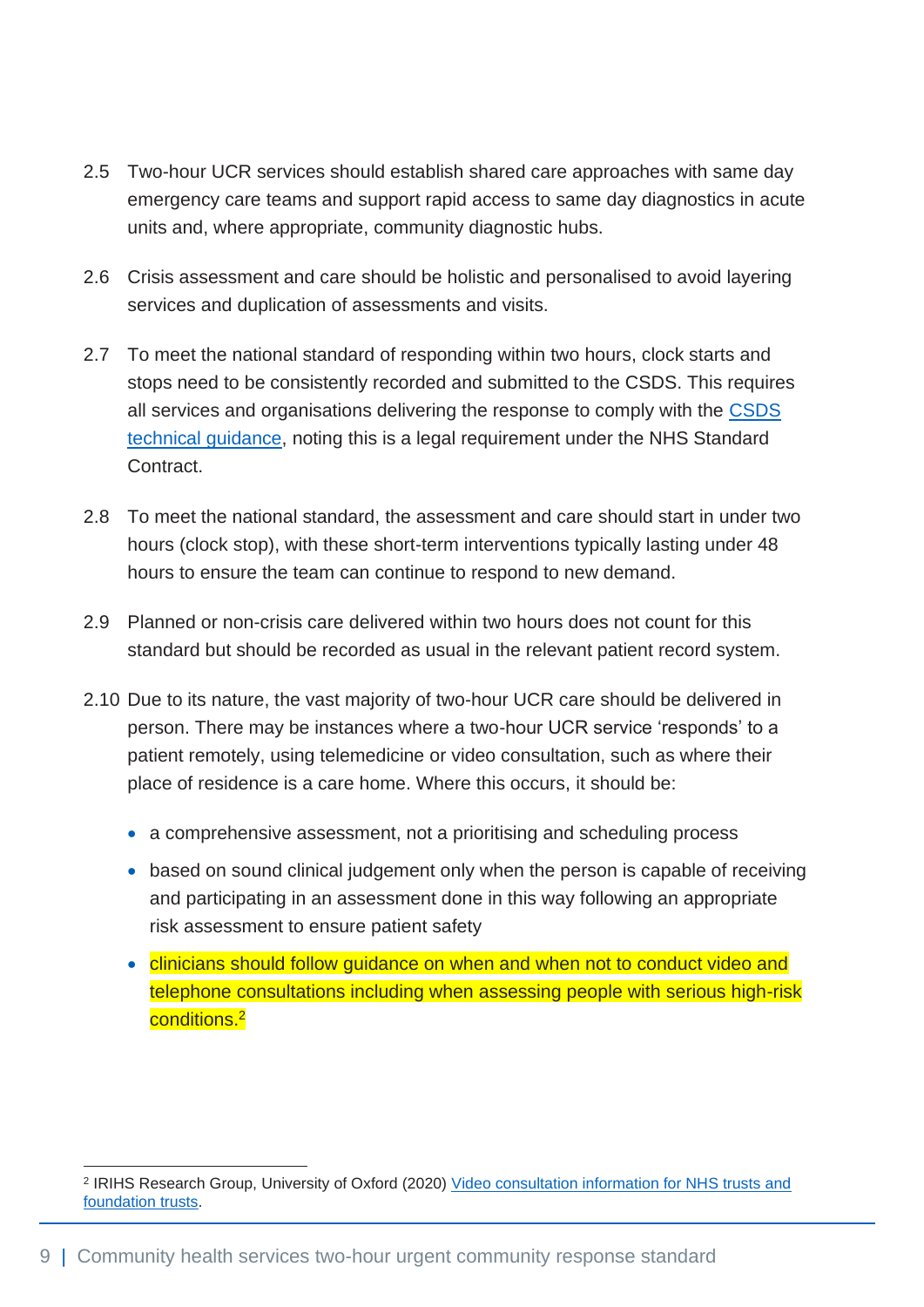2.5 Two-hour UCR services should establish shared care approaches with same day emergency care teams and support rapid access to same day diagnostics in acute units and, where appropriate, community diagnostic hubs.

2.6 Crisis assessment and care should be holistic and personalised to avoid layering services and duplication of assessments and visits.

2.7 To meet the national standard of responding within two hours, clock starts and stops need to be consistently recorded and submitted to the CSDS. This requires all services and organisations delivering the response to comply with the CSDS technical guidance, noting this is a legal requirement under the NHS Standard Contract.

2.8 To meet the national standard, the assessment and care should start in under two hours (clock stop), with these short-term interventions typically lasting under 48 hours to ensure the team can continue to respond to new demand.

2.9 Planned or non-crisis care delivered within two hours does not count for this standard but should be recorded as usual in the relevant patient record system.

2.10 Due to its nature, the vast majority of two-hour UCR care should be delivered in person. There may be instances where a two-hour UCR service 'responds' to a patient remotely, using telemedicine or video consultation, such as where their place of residence is a care home. Where this occurs, it should be:

- a comprehensive assessment, not a prioritising and scheduling process
- based on sound clinical judgement only when the person is capable of receiving and participating in an assessment done in this way following an appropriate risk assessment to ensure patient safety
- clinicians should follow guidance on when and when not to conduct video and telephone consultations including when assessing people with serious high-risk conditions.[2]

---

[2] IRIHS Research Group, University of Oxford (2020) Video consultation information for NHS trusts and foundation trusts.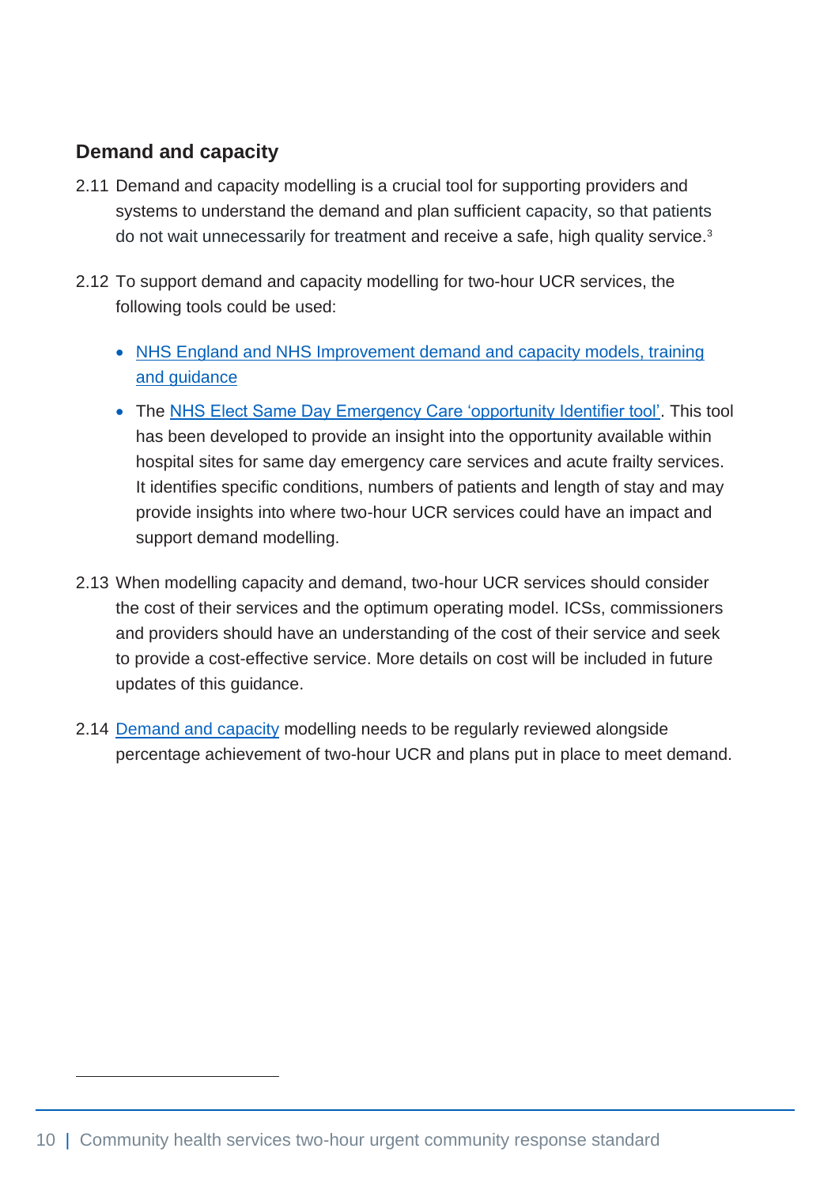## Demand and capacity

2.11 Demand and capacity modelling is a crucial tool for supporting providers and systems to understand the demand and plan sufficient capacity, so that patients do not wait unnecessarily for treatment and receive a safe, high quality service.[3]

2.12 To support demand and capacity modelling for two-hour UCR services, the following tools could be used:

- NHS England and NHS Improvement demand and capacity models, training and guidance
- The NHS Elect Same Day Emergency Care 'opportunity Identifier tool'. This tool has been developed to provide an insight into the opportunity available within hospital sites for same day emergency care services and acute frailty services. It identifies specific conditions, numbers of patients and length of stay and may provide insights into where two-hour UCR services could have an impact and support demand modelling.

2.13 When modelling capacity and demand, two-hour UCR services should consider the cost of their services and the optimum operating model. ICSs, commissioners and providers should have an understanding of the cost of their service and seek to provide a cost-effective service. More details on cost will be included in future updates of this guidance.

2.14 Demand and capacity modelling needs to be regularly reviewed alongside percentage achievement of two-hour UCR and plans put in place to meet demand.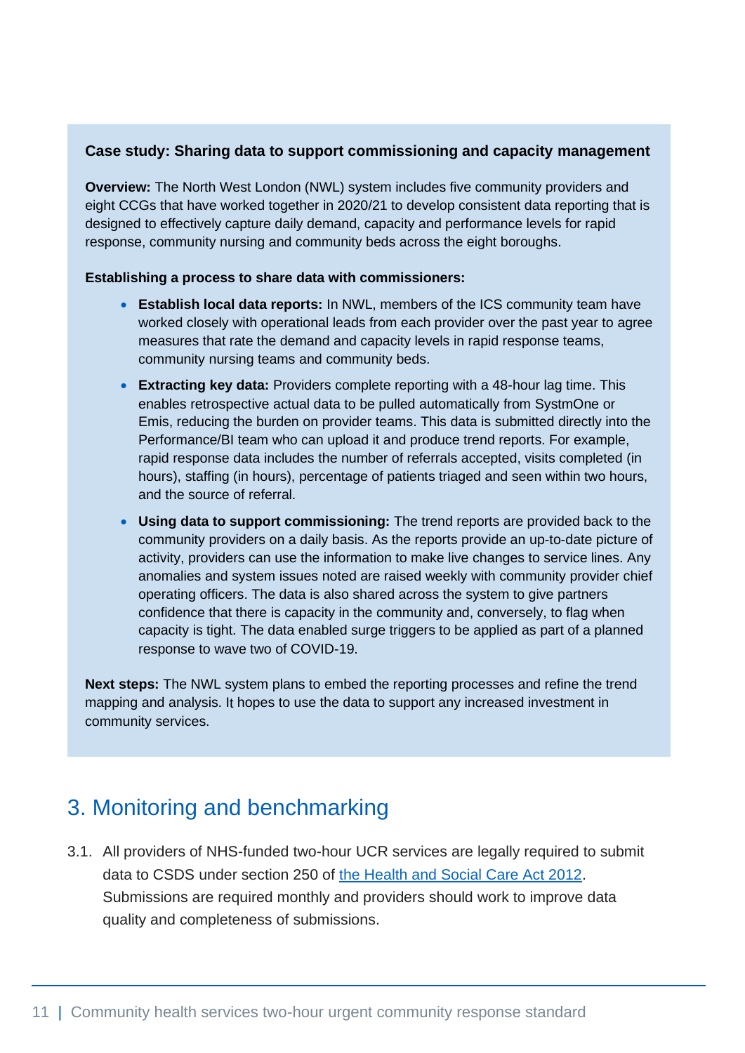**Case study: Sharing data to support commissioning and capacity management**

**Overview:** The North West London (NWL) system includes five community providers and eight CCGs that have worked together in 2020/21 to develop consistent data reporting that is designed to effectively capture daily demand, capacity and performance levels for rapid response, community nursing and community beds across the eight boroughs.

**Establishing a process to share data with commissioners:**

- **Establish local data reports:** In NWL, members of the ICS community team have worked closely with operational leads from each provider over the past year to agree measures that rate the demand and capacity levels in rapid response teams, community nursing teams and community beds.
- **Extracting key data:** Providers complete reporting with a 48-hour lag time. This enables retrospective actual data to be pulled automatically from SystmOne or Emis, reducing the burden on provider teams. This data is submitted directly into the Performance/BI team who can upload it and produce trend reports. For example, rapid response data includes the number of referrals accepted, visits completed (in hours), staffing (in hours), percentage of patients triaged and seen within two hours, and the source of referral.
- **Using data to support commissioning:** The trend reports are provided back to the community providers on a daily basis. As the reports provide an up-to-date picture of activity, providers can use the information to make live changes to service lines. Any anomalies and system issues noted are raised weekly with community provider chief operating officers. The data is also shared across the system to give partners confidence that there is capacity in the community and, conversely, to flag when capacity is tight. The data enabled surge triggers to be applied as part of a planned response to wave two of COVID-19.

**Next steps:** The NWL system plans to embed the reporting processes and refine the trend mapping and analysis. It hopes to use the data to support any increased investment in community services.

## 3. Monitoring and benchmarking

3.1. All providers of NHS-funded two-hour UCR services are legally required to submit data to CSDS under section 250 of [the Health and Social Care Act 2012](). Submissions are required monthly and providers should work to improve data quality and completeness of submissions.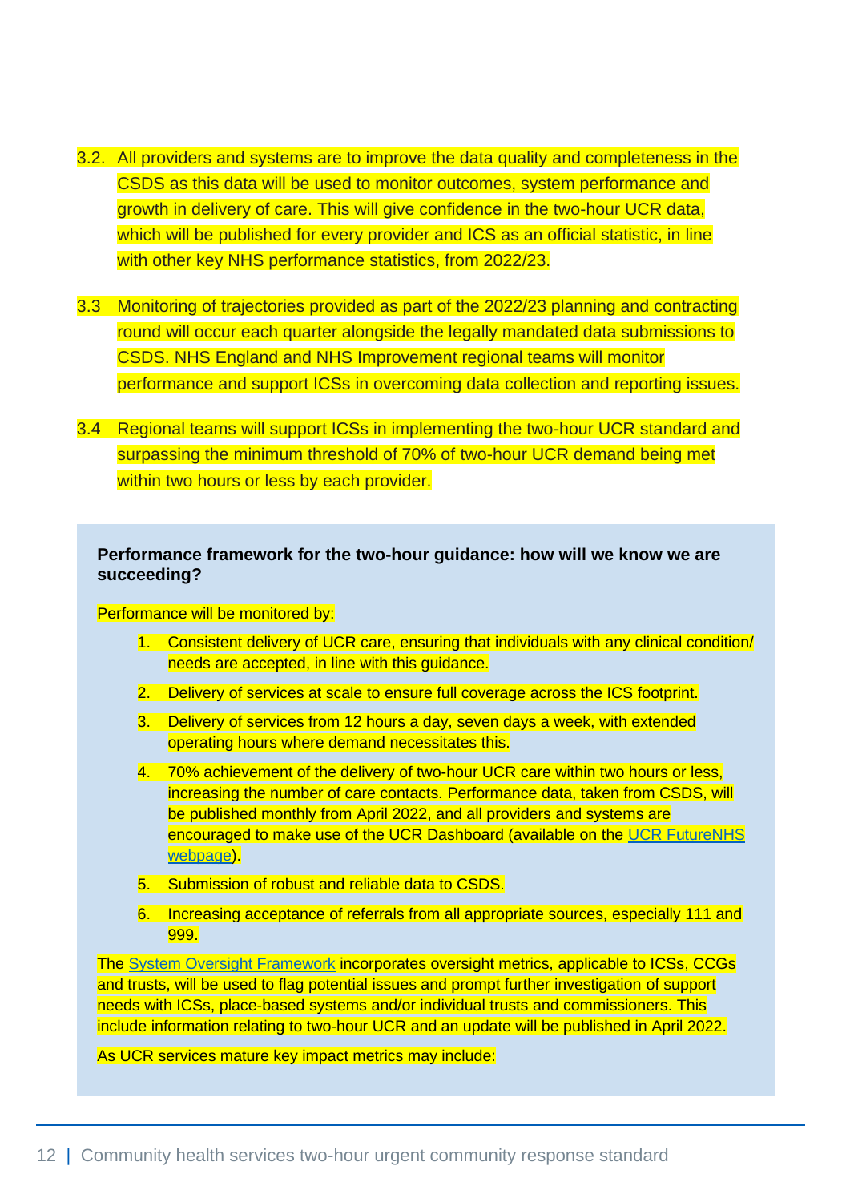3.2. All providers and systems are to improve the data quality and completeness in the CSDS as this data will be used to monitor outcomes, system performance and growth in delivery of care. This will give confidence in the two-hour UCR data, which will be published for every provider and ICS as an official statistic, in line with other key NHS performance statistics, from 2022/23.

3.3 Monitoring of trajectories provided as part of the 2022/23 planning and contracting round will occur each quarter alongside the legally mandated data submissions to CSDS. NHS England and NHS Improvement regional teams will monitor performance and support ICSs in overcoming data collection and reporting issues.

3.4 Regional teams will support ICSs in implementing the two-hour UCR standard and surpassing the minimum threshold of 70% of two-hour UCR demand being met within two hours or less by each provider.

**Performance framework for the two-hour guidance: how will we know we are succeeding?**

Performance will be monitored by:

1. Consistent delivery of UCR care, ensuring that individuals with any clinical condition/ needs are accepted, in line with this guidance.
2. Delivery of services at scale to ensure full coverage across the ICS footprint.
3. Delivery of services from 12 hours a day, seven days a week, with extended operating hours where demand necessitates this.
4. 70% achievement of the delivery of two-hour UCR care within two hours or less, increasing the number of care contacts. Performance data, taken from CSDS, will be published monthly from April 2022, and all providers and systems are encouraged to make use of the UCR Dashboard (available on the UCR FutureNHS webpage).
5. Submission of robust and reliable data to CSDS.
6. Increasing acceptance of referrals from all appropriate sources, especially 111 and 999.

The System Oversight Framework incorporates oversight metrics, applicable to ICSs, CCGs and trusts, will be used to flag potential issues and prompt further investigation of support needs with ICSs, place-based systems and/or individual trusts and commissioners. This include information relating to two-hour UCR and an update will be published in April 2022.

As UCR services mature key impact metrics may include: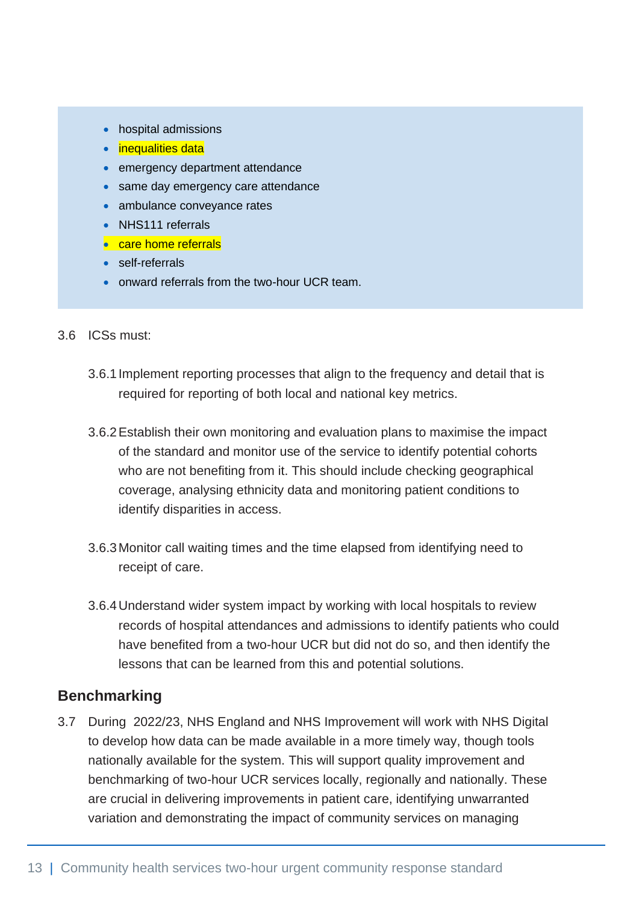- hospital admissions
- inequalities data
- emergency department attendance
- same day emergency care attendance
- ambulance conveyance rates
- NHS111 referrals
- care home referrals
- self-referrals
- onward referrals from the two-hour UCR team.

3.6 ICSs must:

3.6.1 Implement reporting processes that align to the frequency and detail that is required for reporting of both local and national key metrics.

3.6.2 Establish their own monitoring and evaluation plans to maximise the impact of the standard and monitor use of the service to identify potential cohorts who are not benefiting from it. This should include checking geographical coverage, analysing ethnicity data and monitoring patient conditions to identify disparities in access.

3.6.3 Monitor call waiting times and the time elapsed from identifying need to receipt of care.

3.6.4 Understand wider system impact by working with local hospitals to review records of hospital attendances and admissions to identify patients who could have benefited from a two-hour UCR but did not do so, and then identify the lessons that can be learned from this and potential solutions.

## Benchmarking

3.7 During 2022/23, NHS England and NHS Improvement will work with NHS Digital to develop how data can be made available in a more timely way, though tools nationally available for the system. This will support quality improvement and benchmarking of two-hour UCR services locally, regionally and nationally. These are crucial in delivering improvements in patient care, identifying unwarranted variation and demonstrating the impact of community services on managing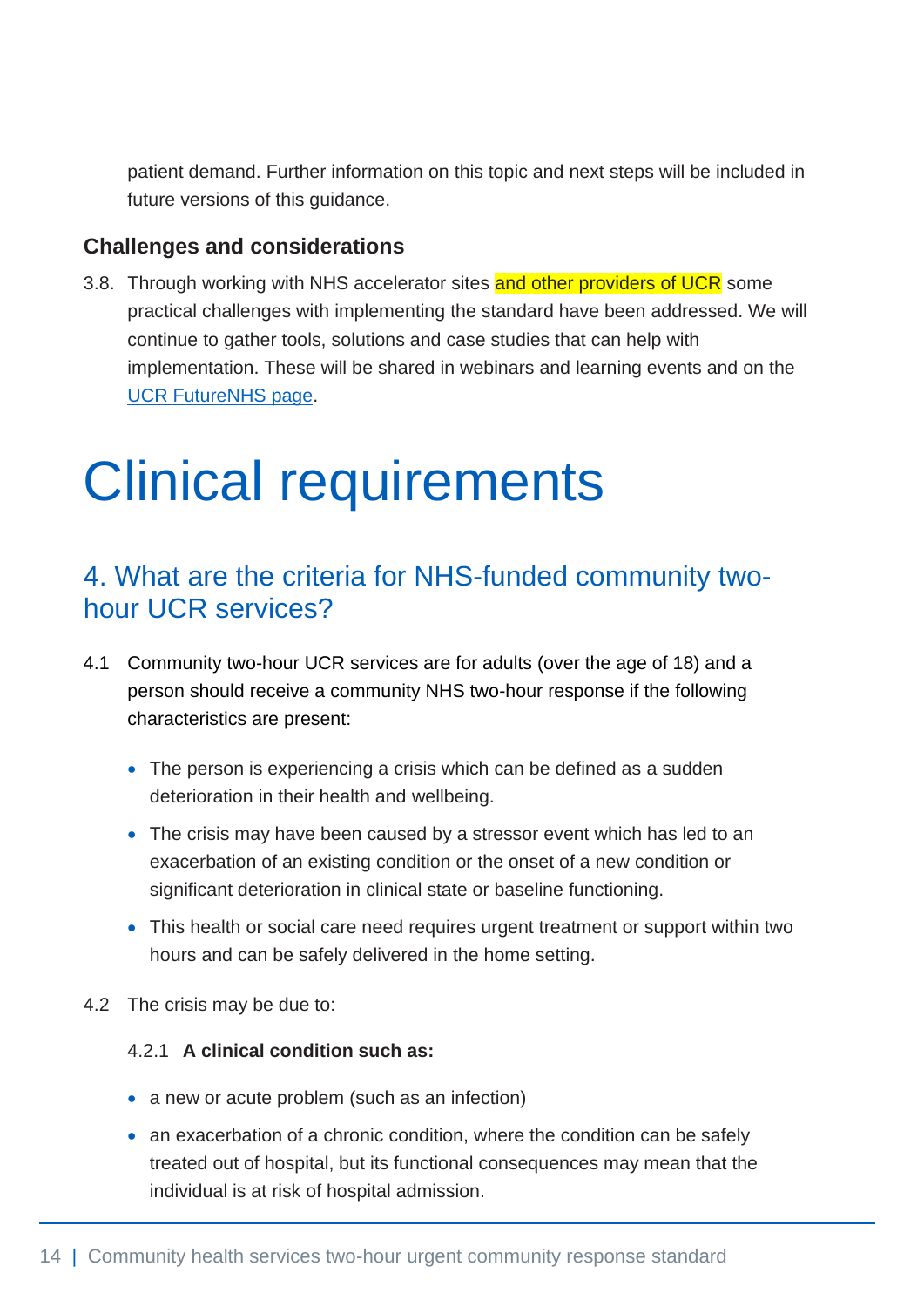patient demand. Further information on this topic and next steps will be included in future versions of this guidance.

### Challenges and considerations

3.8. Through working with NHS accelerator sites and other providers of UCR some practical challenges with implementing the standard have been addressed. We will continue to gather tools, solutions and case studies that can help with implementation. These will be shared in webinars and learning events and on the [UCR FutureNHS page](#).

# Clinical requirements

## 4. What are the criteria for NHS-funded community two-hour UCR services?

4.1 Community two-hour UCR services are for adults (over the age of 18) and a person should receive a community NHS two-hour response if the following characteristics are present:

- The person is experiencing a crisis which can be defined as a sudden deterioration in their health and wellbeing.
- The crisis may have been caused by a stressor event which has led to an exacerbation of an existing condition or the onset of a new condition or significant deterioration in clinical state or baseline functioning.
- This health or social care need requires urgent treatment or support within two hours and can be safely delivered in the home setting.

4.2 The crisis may be due to:

4.2.1 **A clinical condition such as:**

- a new or acute problem (such as an infection)
- an exacerbation of a chronic condition, where the condition can be safely treated out of hospital, but its functional consequences may mean that the individual is at risk of hospital admission.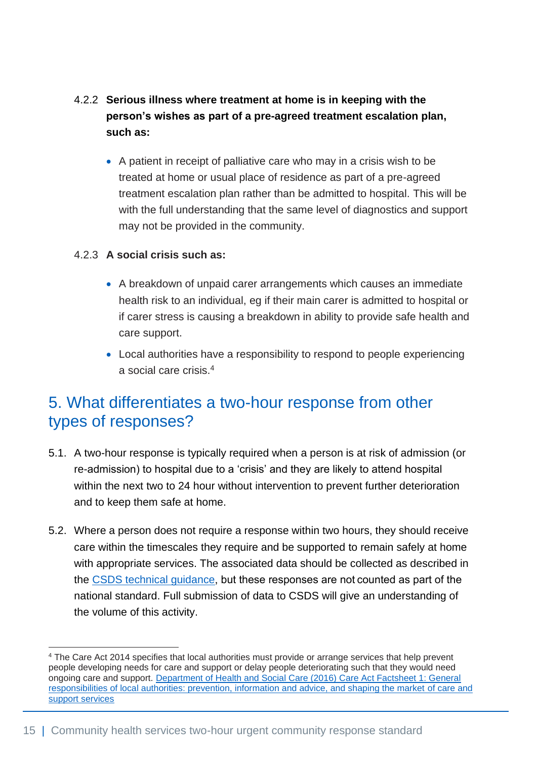4.2.2 **Serious illness where treatment at home is in keeping with the person's wishes as part of a pre-agreed treatment escalation plan, such as:**

- A patient in receipt of palliative care who may in a crisis wish to be treated at home or usual place of residence as part of a pre-agreed treatment escalation plan rather than be admitted to hospital. This will be with the full understanding that the same level of diagnostics and support may not be provided in the community.

4.2.3 **A social crisis such as:**

- A breakdown of unpaid carer arrangements which causes an immediate health risk to an individual, eg if their main carer is admitted to hospital or if carer stress is causing a breakdown in ability to provide safe health and care support.
- Local authorities have a responsibility to respond to people experiencing a social care crisis.[4]

## 5. What differentiates a two-hour response from other types of responses?

5.1. A two-hour response is typically required when a person is at risk of admission (or re-admission) to hospital due to a 'crisis' and they are likely to attend hospital within the next two to 24 hour without intervention to prevent further deterioration and to keep them safe at home.

5.2. Where a person does not require a response within two hours, they should receive care within the timescales they require and be supported to remain safely at home with appropriate services. The associated data should be collected as described in the CSDS technical guidance, but these responses are not counted as part of the national standard. Full submission of data to CSDS will give an understanding of the volume of this activity.

---

[4] The Care Act 2014 specifies that local authorities must provide or arrange services that help prevent people developing needs for care and support or delay people deteriorating such that they would need ongoing care and support. Department of Health and Social Care (2016) Care Act Factsheet 1: General responsibilities of local authorities: prevention, information and advice, and shaping the market of care and support services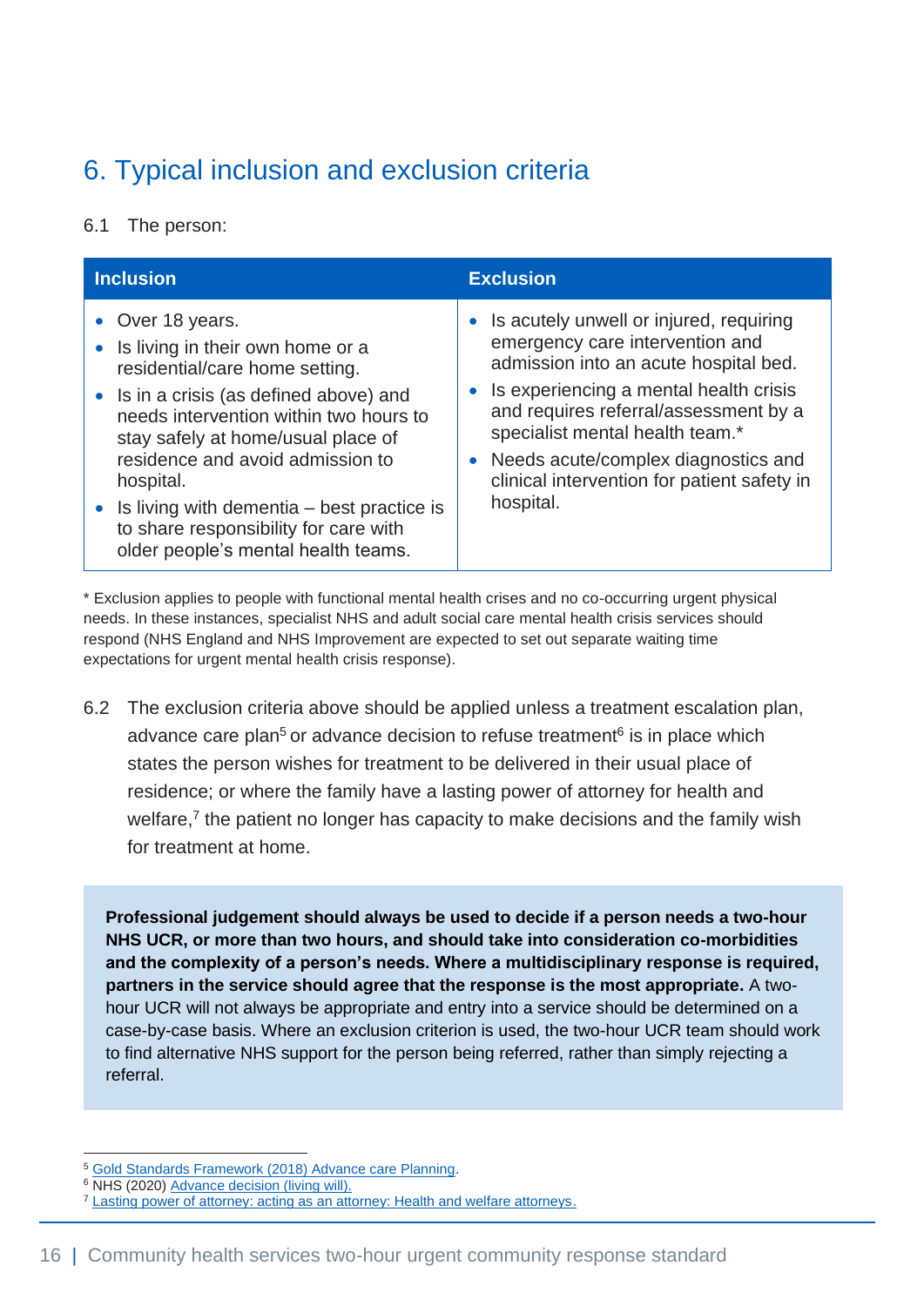## 6. Typical inclusion and exclusion criteria

6.1 The person:

| Inclusion | Exclusion |
|---|---|
| • Over 18 years.<br>• Is living in their own home or a residential/care home setting.<br>• Is in a crisis (as defined above) and needs intervention within two hours to stay safely at home/usual place of residence and avoid admission to hospital.<br>• Is living with dementia – best practice is to share responsibility for care with older people's mental health teams. | • Is acutely unwell or injured, requiring emergency care intervention and admission into an acute hospital bed.<br>• Is experiencing a mental health crisis and requires referral/assessment by a specialist mental health team.*<br>• Needs acute/complex diagnostics and clinical intervention for patient safety in hospital. |

* Exclusion applies to people with functional mental health crises and no co-occurring urgent physical needs. In these instances, specialist NHS and adult social care mental health crisis services should respond (NHS England and NHS Improvement are expected to set out separate waiting time expectations for urgent mental health crisis response).

6.2 The exclusion criteria above should be applied unless a treatment escalation plan, advance care plan[5] or advance decision to refuse treatment[6] is in place which states the person wishes for treatment to be delivered in their usual place of residence; or where the family have a lasting power of attorney for health and welfare,[7] the patient no longer has capacity to make decisions and the family wish for treatment at home.

**Professional judgement should always be used to decide if a person needs a two-hour NHS UCR, or more than two hours, and should take into consideration co-morbidities and the complexity of a person's needs. Where a multidisciplinary response is required, partners in the service should agree that the response is the most appropriate.** A two-hour UCR will not always be appropriate and entry into a service should be determined on a case-by-case basis. Where an exclusion criterion is used, the two-hour UCR team should work to find alternative NHS support for the person being referred, rather than simply rejecting a referral.

---

[5] Gold Standards Framework (2018) Advance care Planning.
[6] NHS (2020) Advance decision (living will).
[7] Lasting power of attorney: acting as an attorney: Health and welfare attorneys.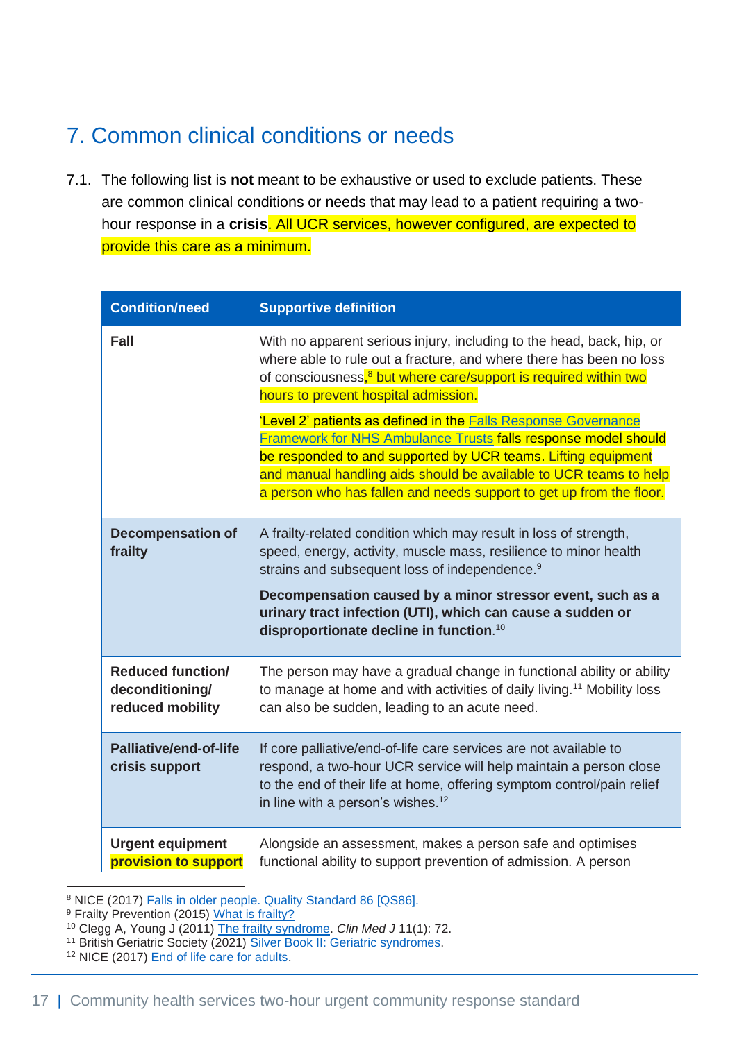## 7. Common clinical conditions or needs

7.1. The following list is **not** meant to be exhaustive or used to exclude patients. These are common clinical conditions or needs that may lead to a patient requiring a two-hour response in a **crisis**. All UCR services, however configured, are expected to provide this care as a minimum.

| Condition/need | Supportive definition |
|---|---|
| **Fall** | With no apparent serious injury, including to the head, back, hip, or where able to rule out a fracture, and where there has been no loss of consciousness,[8] but where care/support is required within two hours to prevent hospital admission.<br><br>'Level 2' patients as defined in the Falls Response Governance Framework for NHS Ambulance Trusts falls response model should be responded to and supported by UCR teams. Lifting equipment and manual handling aids should be available to UCR teams to help a person who has fallen and needs support to get up from the floor. |
| **Decompensation of frailty** | A frailty-related condition which may result in loss of strength, speed, energy, activity, muscle mass, resilience to minor health strains and subsequent loss of independence.[9]<br><br>**Decompensation caused by a minor stressor event, such as a urinary tract infection (UTI), which can cause a sudden or disproportionate decline in function**.[10] |
| **Reduced function/ deconditioning/ reduced mobility** | The person may have a gradual change in functional ability or ability to manage at home and with activities of daily living.[11] Mobility loss can also be sudden, leading to an acute need. |
| **Palliative/end-of-life crisis support** | If core palliative/end-of-life care services are not available to respond, a two-hour UCR service will help maintain a person close to the end of their life at home, offering symptom control/pain relief in line with a person's wishes.[12] |
| **Urgent equipment provision to support** | Alongside an assessment, makes a person safe and optimises functional ability to support prevention of admission. A person |

[8] NICE (2017) Falls in older people. Quality Standard 86 [QS86].
[9] Frailty Prevention (2015) What is frailty?
[10] Clegg A, Young J (2011) The frailty syndrome. *Clin Med J* 11(1): 72.
[11] British Geriatric Society (2021) Silver Book II: Geriatric syndromes.
[12] NICE (2017) End of life care for adults.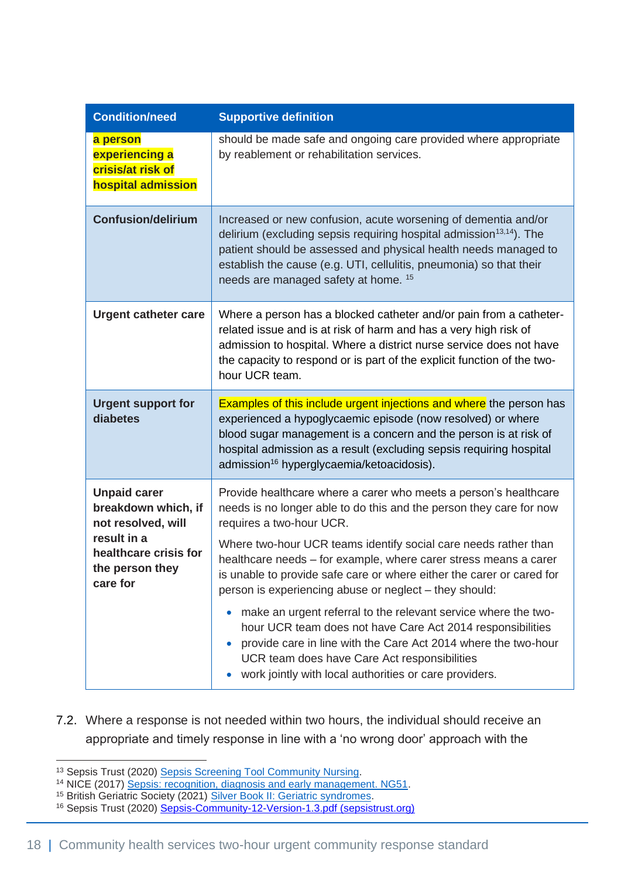| Condition/need | Supportive definition |
|---|---|
| a person experiencing a crisis/at risk of hospital admission | should be made safe and ongoing care provided where appropriate by reablement or rehabilitation services. |
| **Confusion/delirium** | Increased or new confusion, acute worsening of dementia and/or delirium (excluding sepsis requiring hospital admission[13,14]). The patient should be assessed and physical health needs managed to establish the cause (e.g. UTI, cellulitis, pneumonia) so that their needs are managed safety at home. [15] |
| **Urgent catheter care** | Where a person has a blocked catheter and/or pain from a catheter-related issue and is at risk of harm and has a very high risk of admission to hospital. Where a district nurse service does not have the capacity to respond or is part of the explicit function of the two-hour UCR team. |
| **Urgent support for diabetes** | Examples of this include urgent injections and where the person has experienced a hypoglycaemic episode (now resolved) or where blood sugar management is a concern and the person is at risk of hospital admission as a result (excluding sepsis requiring hospital admission[16] hyperglycaemia/ketoacidosis). |
| **Unpaid carer breakdown which, if not resolved, will result in a healthcare crisis for the person they care for** | Provide healthcare where a carer who meets a person's healthcare needs is no longer able to do this and the person they care for now requires a two-hour UCR.<br><br>Where two-hour UCR teams identify social care needs rather than healthcare needs – for example, where carer stress means a carer is unable to provide safe care or where either the carer or cared for person is experiencing abuse or neglect – they should:<br><br>• make an urgent referral to the relevant service where the two-hour UCR team does not have Care Act 2014 responsibilities<br>• provide care in line with the Care Act 2014 where the two-hour UCR team does have Care Act responsibilities<br>• work jointly with local authorities or care providers. |

7.2. Where a response is not needed within two hours, the individual should receive an appropriate and timely response in line with a 'no wrong door' approach with the

---

[13] Sepsis Trust (2020) Sepsis Screening Tool Community Nursing.
[14] NICE (2017) Sepsis: recognition, diagnosis and early management. NG51.
[15] British Geriatric Society (2021) Silver Book II: Geriatric syndromes.
[16] Sepsis Trust (2020) Sepsis-Community-12-Version-1.3.pdf (sepsistrust.org)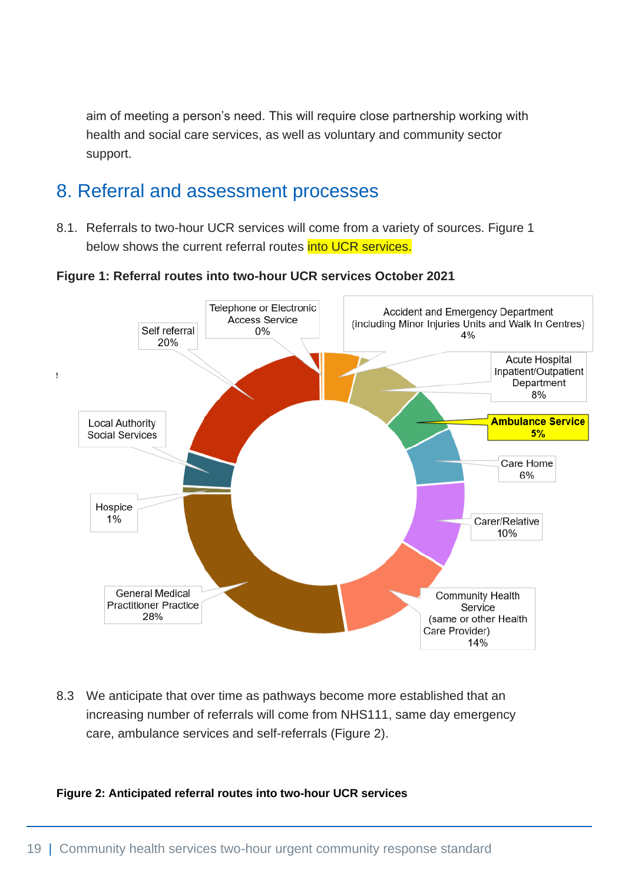aim of meeting a person's need. This will require close partnership working with health and social care services, as well as voluntary and community sector support.

## 8. Referral and assessment processes

8.1. Referrals to two-hour UCR services will come from a variety of sources. Figure 1 below shows the current referral routes into UCR services.

**Figure 1: Referral routes into two-hour UCR services October 2021**

| Referral route | % |
|---|---|
| Telephone or Electronic Access Service | 0% |
| Accident and Emergency Department (including Minor Injuries Units and Walk In Centres) | 4% |
| Acute Hospital Inpatient/Outpatient Department | 8% |
| Ambulance Service | 5% |
| Care Home | 6% |
| Carer/Relative | 10% |
| Community Health Service (same or other Health Care Provider) | 14% |
| General Medical Practitioner Practice | 28% |
| Hospice | 1% |
| Local Authority Social Services | |
| Self referral | 20% |

8.3 We anticipate that over time as pathways become more established that an increasing number of referrals will come from NHS111, same day emergency care, ambulance services and self-referrals (Figure 2).

**Figure 2: Anticipated referral routes into two-hour UCR services**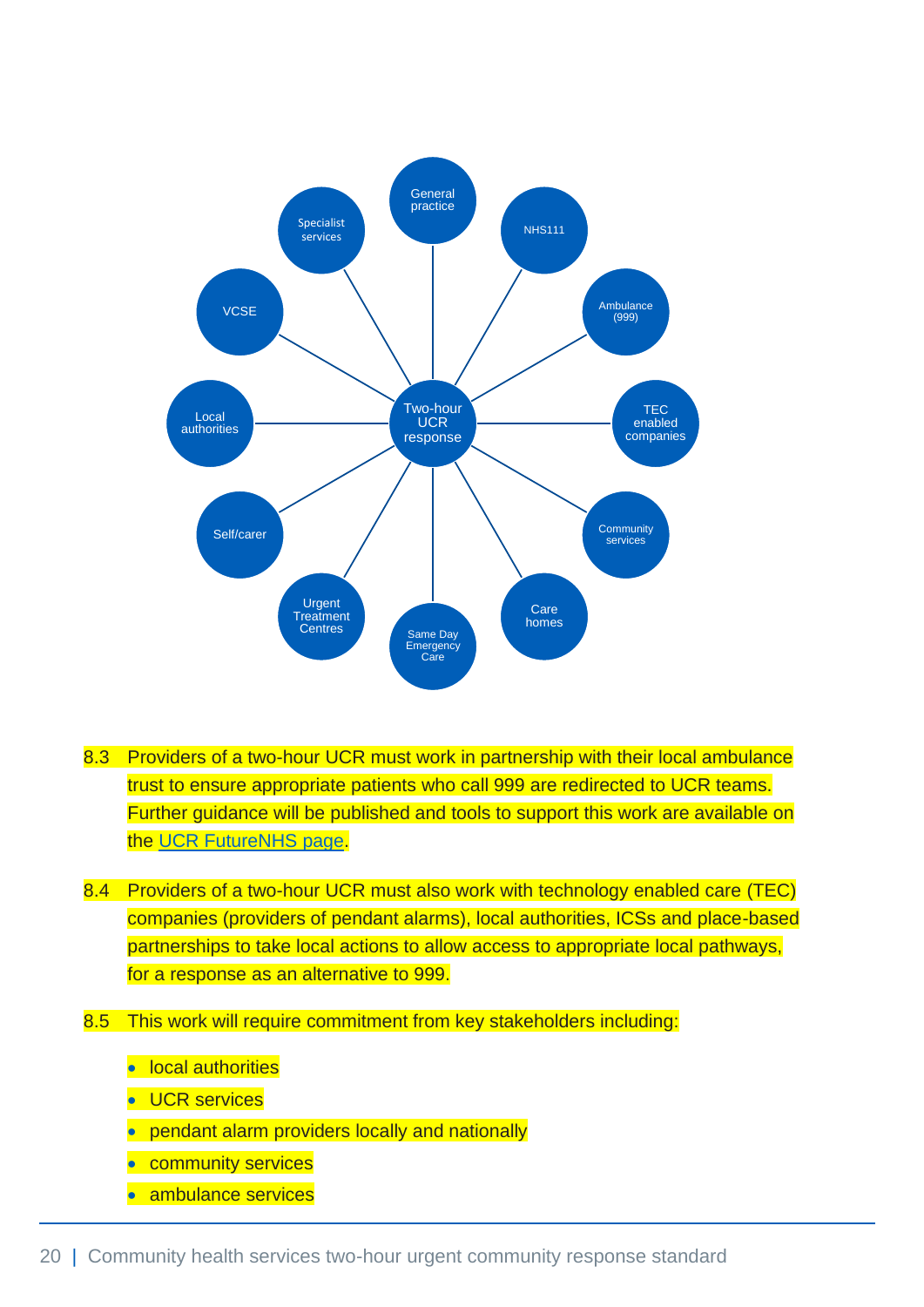8.3 Providers of a two-hour UCR must work in partnership with their local ambulance trust to ensure appropriate patients who call 999 are redirected to UCR teams. Further guidance will be published and tools to support this work are available on the UCR FutureNHS page.

8.4 Providers of a two-hour UCR must also work with technology enabled care (TEC) companies (providers of pendant alarms), local authorities, ICSs and place-based partnerships to take local actions to allow access to appropriate local pathways, for a response as an alternative to 999.

8.5 This work will require commitment from key stakeholders including:

- local authorities
- UCR services
- pendant alarm providers locally and nationally
- community services
- ambulance services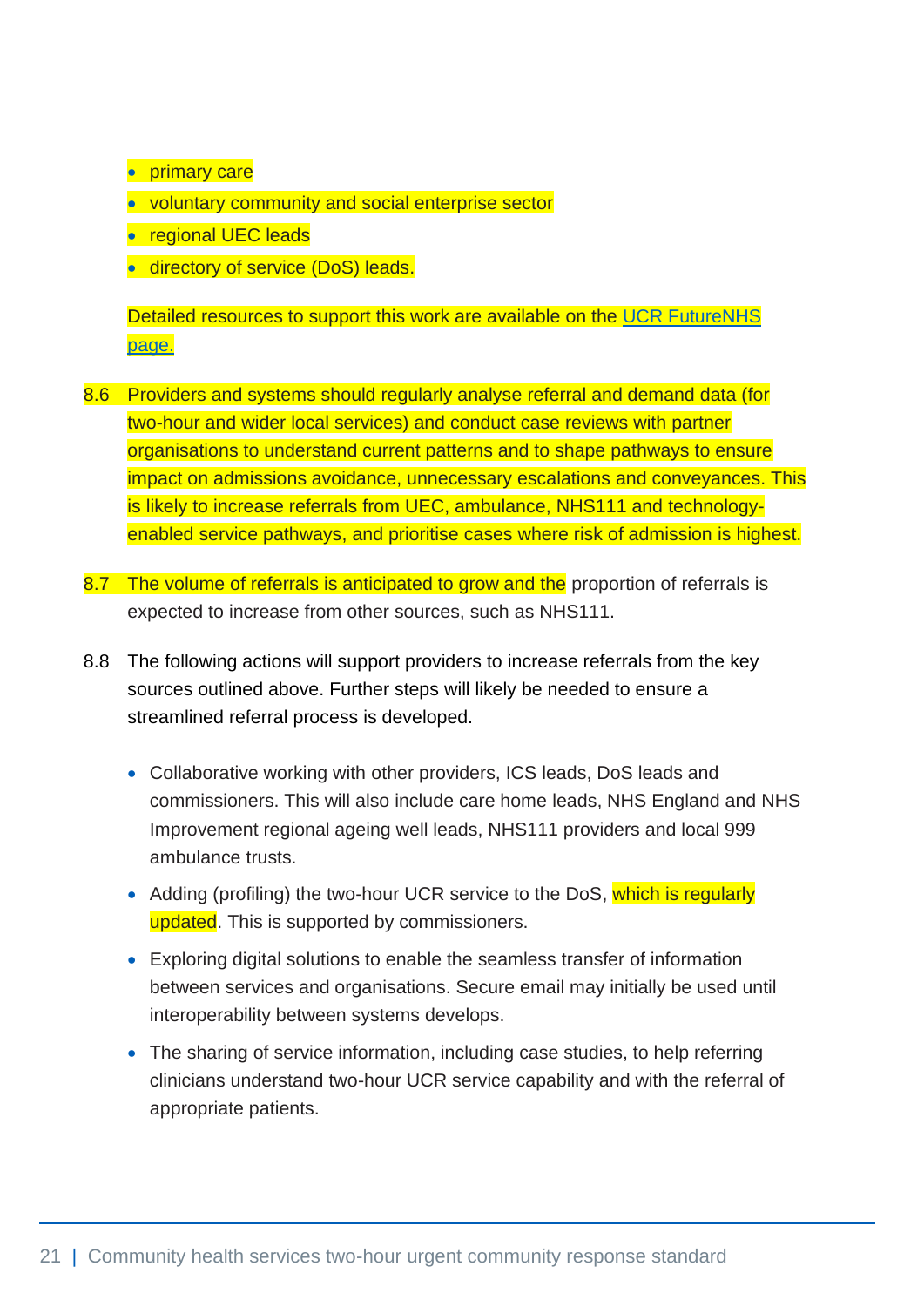- primary care
- voluntary community and social enterprise sector
- regional UEC leads
- directory of service (DoS) leads.

Detailed resources to support this work are available on the [UCR FutureNHS page.]

8.6 Providers and systems should regularly analyse referral and demand data (for two-hour and wider local services) and conduct case reviews with partner organisations to understand current patterns and to shape pathways to ensure impact on admissions avoidance, unnecessary escalations and conveyances. This is likely to increase referrals from UEC, ambulance, NHS111 and technology-enabled service pathways, and prioritise cases where risk of admission is highest.

8.7 The volume of referrals is anticipated to grow and the proportion of referrals is expected to increase from other sources, such as NHS111.

8.8 The following actions will support providers to increase referrals from the key sources outlined above. Further steps will likely be needed to ensure a streamlined referral process is developed.

- Collaborative working with other providers, ICS leads, DoS leads and commissioners. This will also include care home leads, NHS England and NHS Improvement regional ageing well leads, NHS111 providers and local 999 ambulance trusts.
- Adding (profiling) the two-hour UCR service to the DoS, which is regularly updated. This is supported by commissioners.
- Exploring digital solutions to enable the seamless transfer of information between services and organisations. Secure email may initially be used until interoperability between systems develops.
- The sharing of service information, including case studies, to help referring clinicians understand two-hour UCR service capability and with the referral of appropriate patients.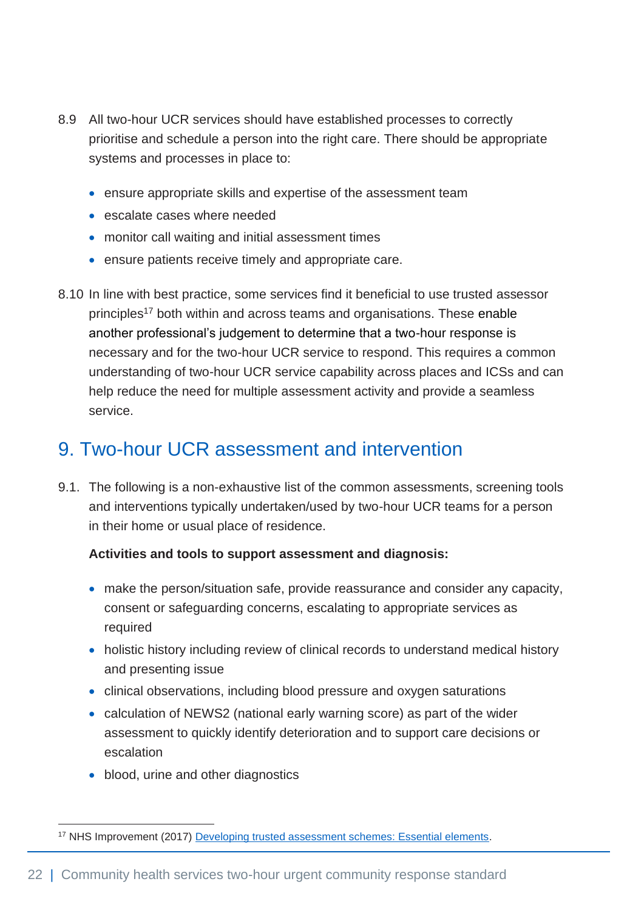8.9 All two-hour UCR services should have established processes to correctly prioritise and schedule a person into the right care. There should be appropriate systems and processes in place to:

- ensure appropriate skills and expertise of the assessment team
- escalate cases where needed
- monitor call waiting and initial assessment times
- ensure patients receive timely and appropriate care.

8.10 In line with best practice, some services find it beneficial to use trusted assessor principles[17] both within and across teams and organisations. These enable another professional's judgement to determine that a two-hour response is necessary and for the two-hour UCR service to respond. This requires a common understanding of two-hour UCR service capability across places and ICSs and can help reduce the need for multiple assessment activity and provide a seamless service.

## 9. Two-hour UCR assessment and intervention

9.1. The following is a non-exhaustive list of the common assessments, screening tools and interventions typically undertaken/used by two-hour UCR teams for a person in their home or usual place of residence.

**Activities and tools to support assessment and diagnosis:**

- make the person/situation safe, provide reassurance and consider any capacity, consent or safeguarding concerns, escalating to appropriate services as required
- holistic history including review of clinical records to understand medical history and presenting issue
- clinical observations, including blood pressure and oxygen saturations
- calculation of NEWS2 (national early warning score) as part of the wider assessment to quickly identify deterioration and to support care decisions or escalation
- blood, urine and other diagnostics

[17] NHS Improvement (2017) [Developing trusted assessment schemes: Essential elements](#).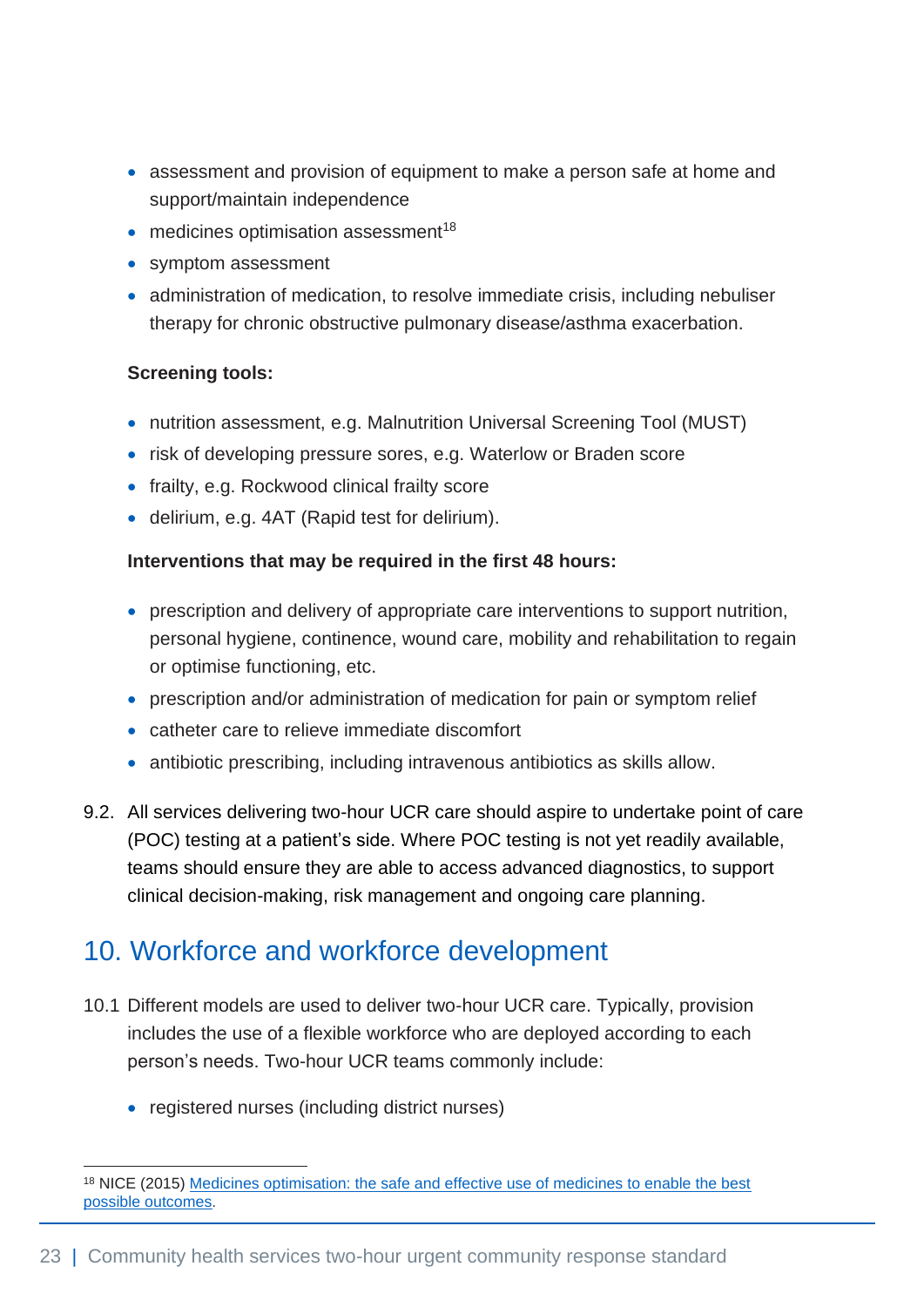- assessment and provision of equipment to make a person safe at home and support/maintain independence
- medicines optimisation assessment[18]
- symptom assessment
- administration of medication, to resolve immediate crisis, including nebuliser therapy for chronic obstructive pulmonary disease/asthma exacerbation.

**Screening tools:**

- nutrition assessment, e.g. Malnutrition Universal Screening Tool (MUST)
- risk of developing pressure sores, e.g. Waterlow or Braden score
- frailty, e.g. Rockwood clinical frailty score
- delirium, e.g. 4AT (Rapid test for delirium).

**Interventions that may be required in the first 48 hours:**

- prescription and delivery of appropriate care interventions to support nutrition, personal hygiene, continence, wound care, mobility and rehabilitation to regain or optimise functioning, etc.
- prescription and/or administration of medication for pain or symptom relief
- catheter care to relieve immediate discomfort
- antibiotic prescribing, including intravenous antibiotics as skills allow.

9.2. All services delivering two-hour UCR care should aspire to undertake point of care (POC) testing at a patient's side. Where POC testing is not yet readily available, teams should ensure they are able to access advanced diagnostics, to support clinical decision-making, risk management and ongoing care planning.

## 10. Workforce and workforce development

10.1 Different models are used to deliver two-hour UCR care. Typically, provision includes the use of a flexible workforce who are deployed according to each person's needs. Two-hour UCR teams commonly include:

- registered nurses (including district nurses)

[18] NICE (2015) Medicines optimisation: the safe and effective use of medicines to enable the best possible outcomes.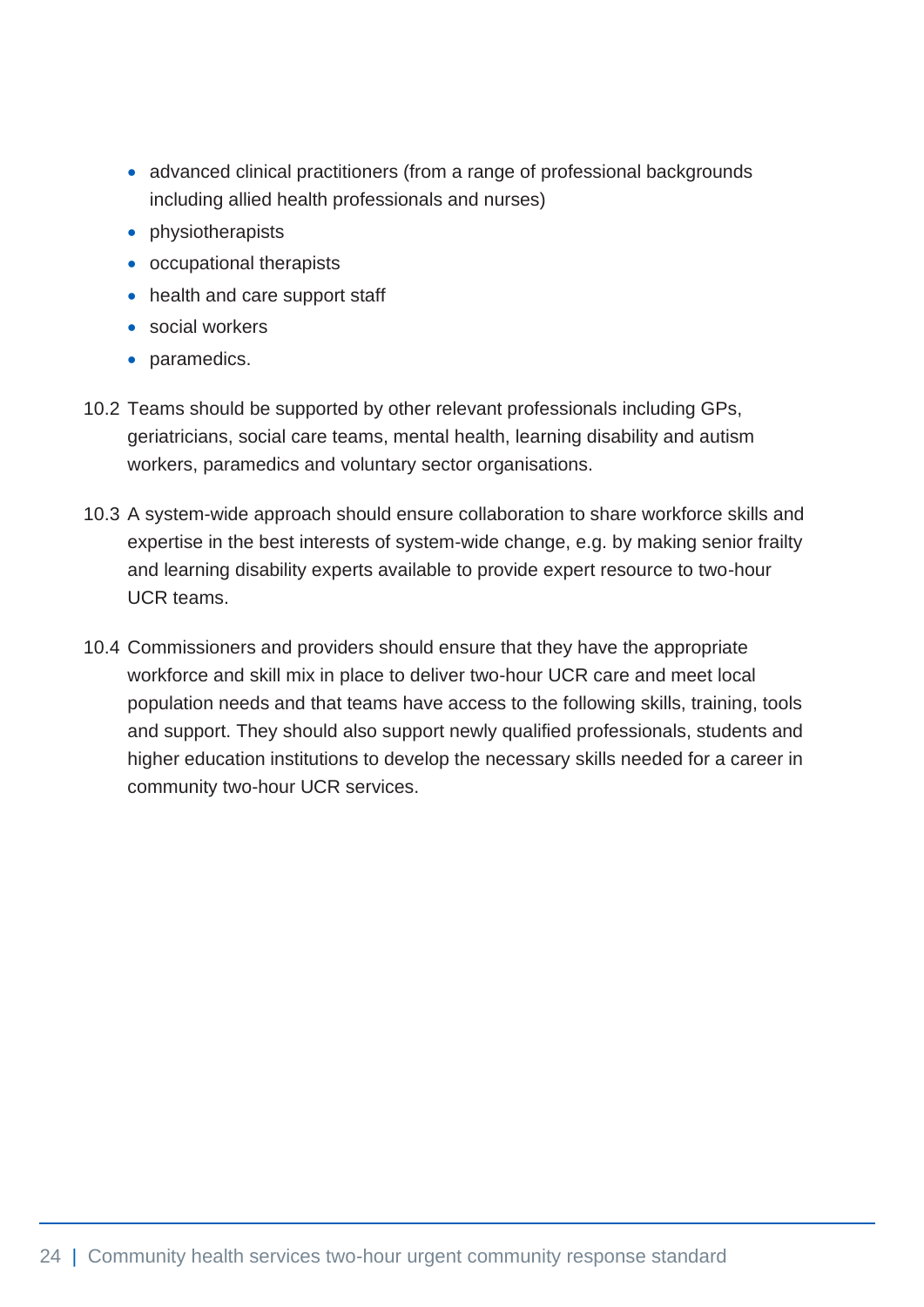- advanced clinical practitioners (from a range of professional backgrounds including allied health professionals and nurses)
- physiotherapists
- occupational therapists
- health and care support staff
- social workers
- paramedics.

10.2 Teams should be supported by other relevant professionals including GPs, geriatricians, social care teams, mental health, learning disability and autism workers, paramedics and voluntary sector organisations.

10.3 A system-wide approach should ensure collaboration to share workforce skills and expertise in the best interests of system-wide change, e.g. by making senior frailty and learning disability experts available to provide expert resource to two-hour UCR teams.

10.4 Commissioners and providers should ensure that they have the appropriate workforce and skill mix in place to deliver two-hour UCR care and meet local population needs and that teams have access to the following skills, training, tools and support. They should also support newly qualified professionals, students and higher education institutions to develop the necessary skills needed for a career in community two-hour UCR services.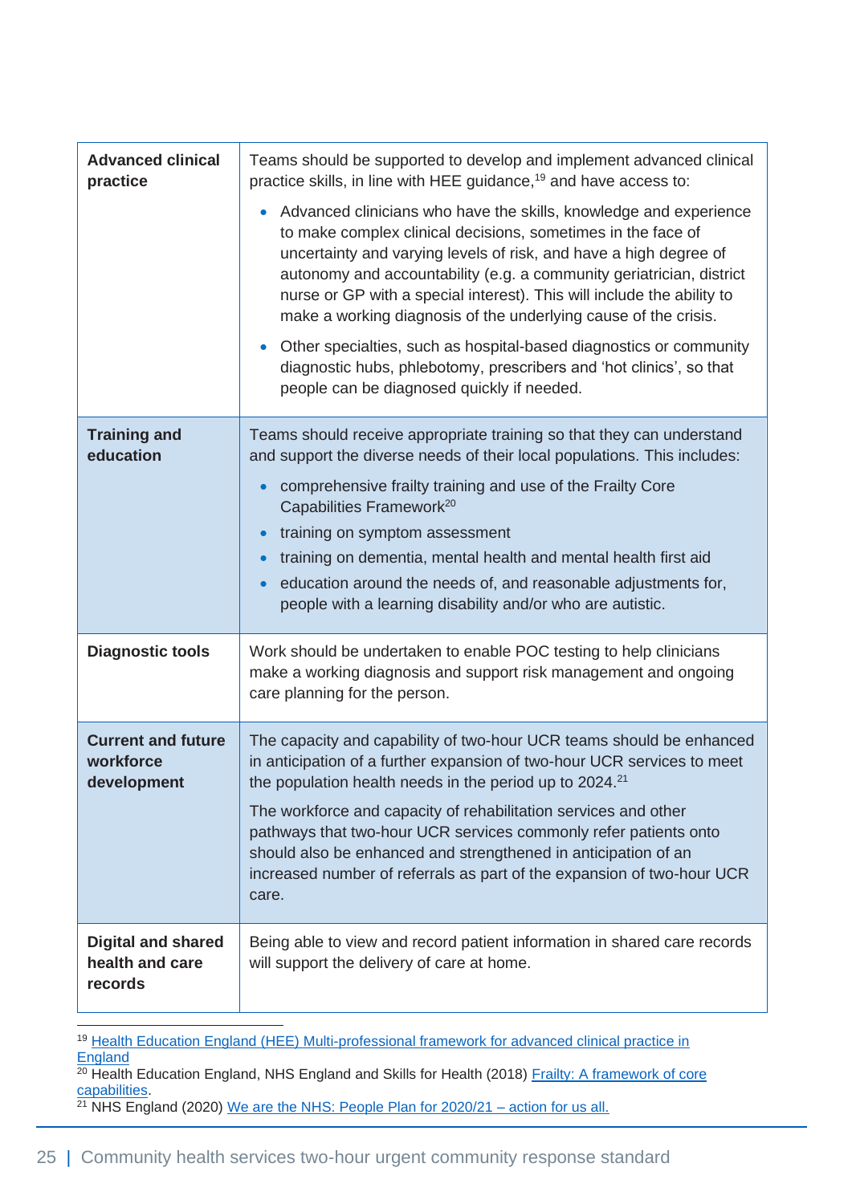| | |
|---|---|
| **Advanced clinical practice** | Teams should be supported to develop and implement advanced clinical practice skills, in line with HEE guidance,[19] and have access to:<br><br>• Advanced clinicians who have the skills, knowledge and experience to make complex clinical decisions, sometimes in the face of uncertainty and varying levels of risk, and have a high degree of autonomy and accountability (e.g. a community geriatrician, district nurse or GP with a special interest). This will include the ability to make a working diagnosis of the underlying cause of the crisis.<br><br>• Other specialties, such as hospital-based diagnostics or community diagnostic hubs, phlebotomy, prescribers and 'hot clinics', so that people can be diagnosed quickly if needed. |
| **Training and education** | Teams should receive appropriate training so that they can understand and support the diverse needs of their local populations. This includes:<br><br>• comprehensive frailty training and use of the Frailty Core Capabilities Framework[20]<br>• training on symptom assessment<br>• training on dementia, mental health and mental health first aid<br>• education around the needs of, and reasonable adjustments for, people with a learning disability and/or who are autistic. |
| **Diagnostic tools** | Work should be undertaken to enable POC testing to help clinicians make a working diagnosis and support risk management and ongoing care planning for the person. |
| **Current and future workforce development** | The capacity and capability of two-hour UCR teams should be enhanced in anticipation of a further expansion of two-hour UCR services to meet the population health needs in the period up to 2024.[21]<br><br>The workforce and capacity of rehabilitation services and other pathways that two-hour UCR services commonly refer patients onto should also be enhanced and strengthened in anticipation of an increased number of referrals as part of the expansion of two-hour UCR care. |
| **Digital and shared health and care records** | Being able to view and record patient information in shared care records will support the delivery of care at home. |

[19] Health Education England (HEE) Multi-professional framework for advanced clinical practice in England

[20] Health Education England, NHS England and Skills for Health (2018) Frailty: A framework of core capabilities.

[21] NHS England (2020) We are the NHS: People Plan for 2020/21 – action for us all.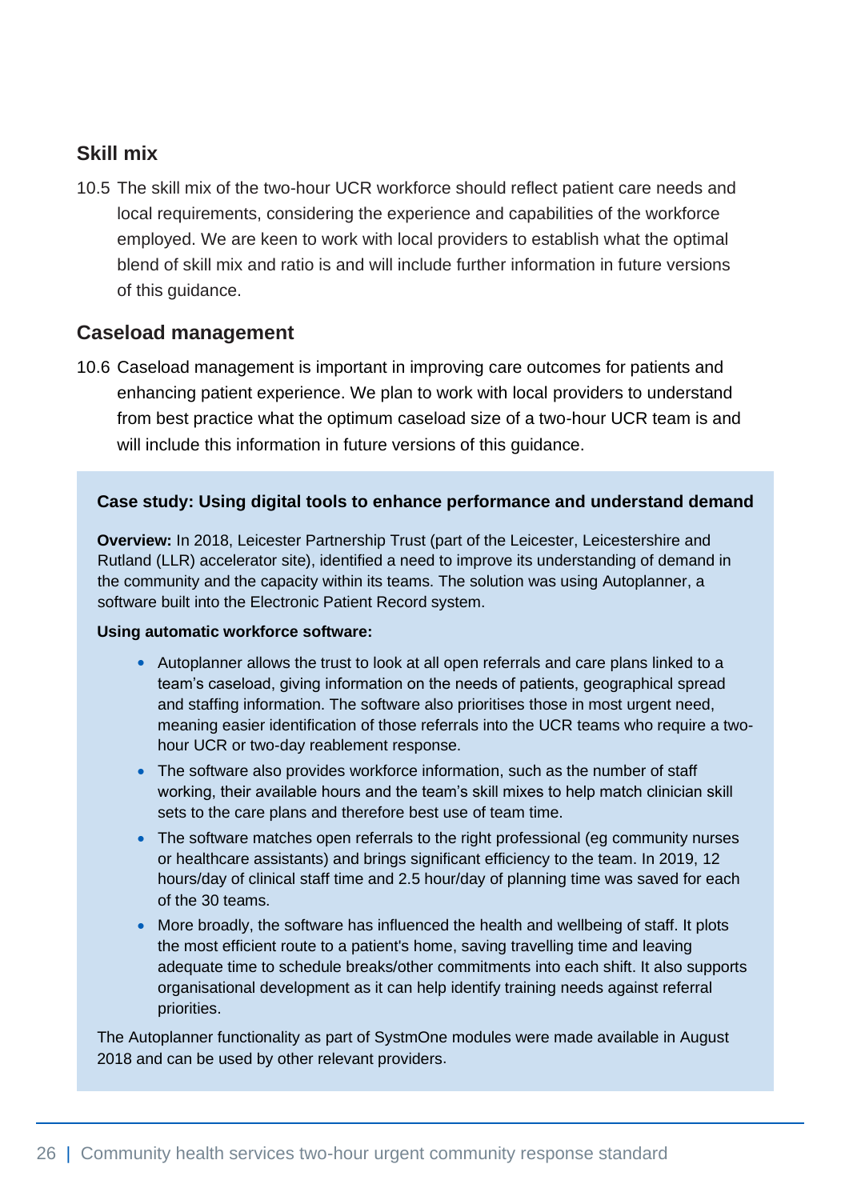## Skill mix

10.5 The skill mix of the two-hour UCR workforce should reflect patient care needs and local requirements, considering the experience and capabilities of the workforce employed. We are keen to work with local providers to establish what the optimal blend of skill mix and ratio is and will include further information in future versions of this guidance.

## Caseload management

10.6 Caseload management is important in improving care outcomes for patients and enhancing patient experience. We plan to work with local providers to understand from best practice what the optimum caseload size of a two-hour UCR team is and will include this information in future versions of this guidance.

### Case study: Using digital tools to enhance performance and understand demand

**Overview:** In 2018, Leicester Partnership Trust (part of the Leicester, Leicestershire and Rutland (LLR) accelerator site), identified a need to improve its understanding of demand in the community and the capacity within its teams. The solution was using Autoplanner, a software built into the Electronic Patient Record system.

**Using automatic workforce software:**

- Autoplanner allows the trust to look at all open referrals and care plans linked to a team's caseload, giving information on the needs of patients, geographical spread and staffing information. The software also prioritises those in most urgent need, meaning easier identification of those referrals into the UCR teams who require a two-hour UCR or two-day reablement response.
- The software also provides workforce information, such as the number of staff working, their available hours and the team's skill mixes to help match clinician skill sets to the care plans and therefore best use of team time.
- The software matches open referrals to the right professional (eg community nurses or healthcare assistants) and brings significant efficiency to the team. In 2019, 12 hours/day of clinical staff time and 2.5 hour/day of planning time was saved for each of the 30 teams.
- More broadly, the software has influenced the health and wellbeing of staff. It plots the most efficient route to a patient's home, saving travelling time and leaving adequate time to schedule breaks/other commitments into each shift. It also supports organisational development as it can help identify training needs against referral priorities.

The Autoplanner functionality as part of SystmOne modules were made available in August 2018 and can be used by other relevant providers.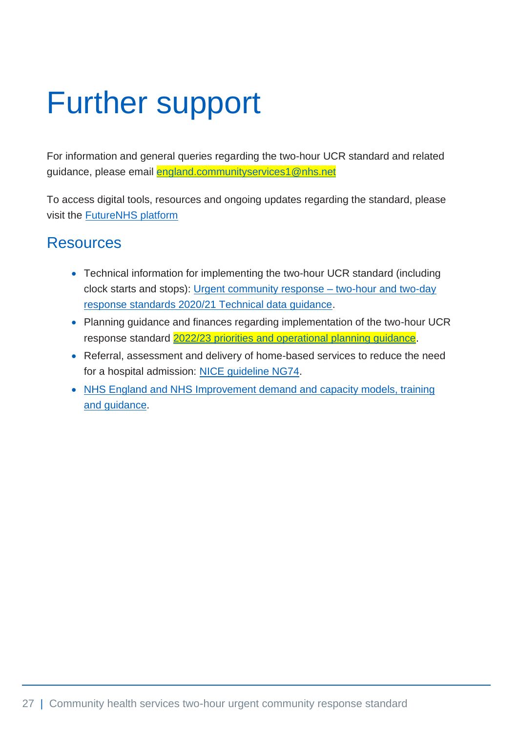# Further support

For information and general queries regarding the two-hour UCR standard and related guidance, please email england.communityservices1@nhs.net

To access digital tools, resources and ongoing updates regarding the standard, please visit the FutureNHS platform

## Resources

- Technical information for implementing the two-hour UCR standard (including clock starts and stops): Urgent community response – two-hour and two-day response standards 2020/21 Technical data guidance.
- Planning guidance and finances regarding implementation of the two-hour UCR response standard 2022/23 priorities and operational planning guidance.
- Referral, assessment and delivery of home-based services to reduce the need for a hospital admission: NICE guideline NG74.
- NHS England and NHS Improvement demand and capacity models, training and guidance.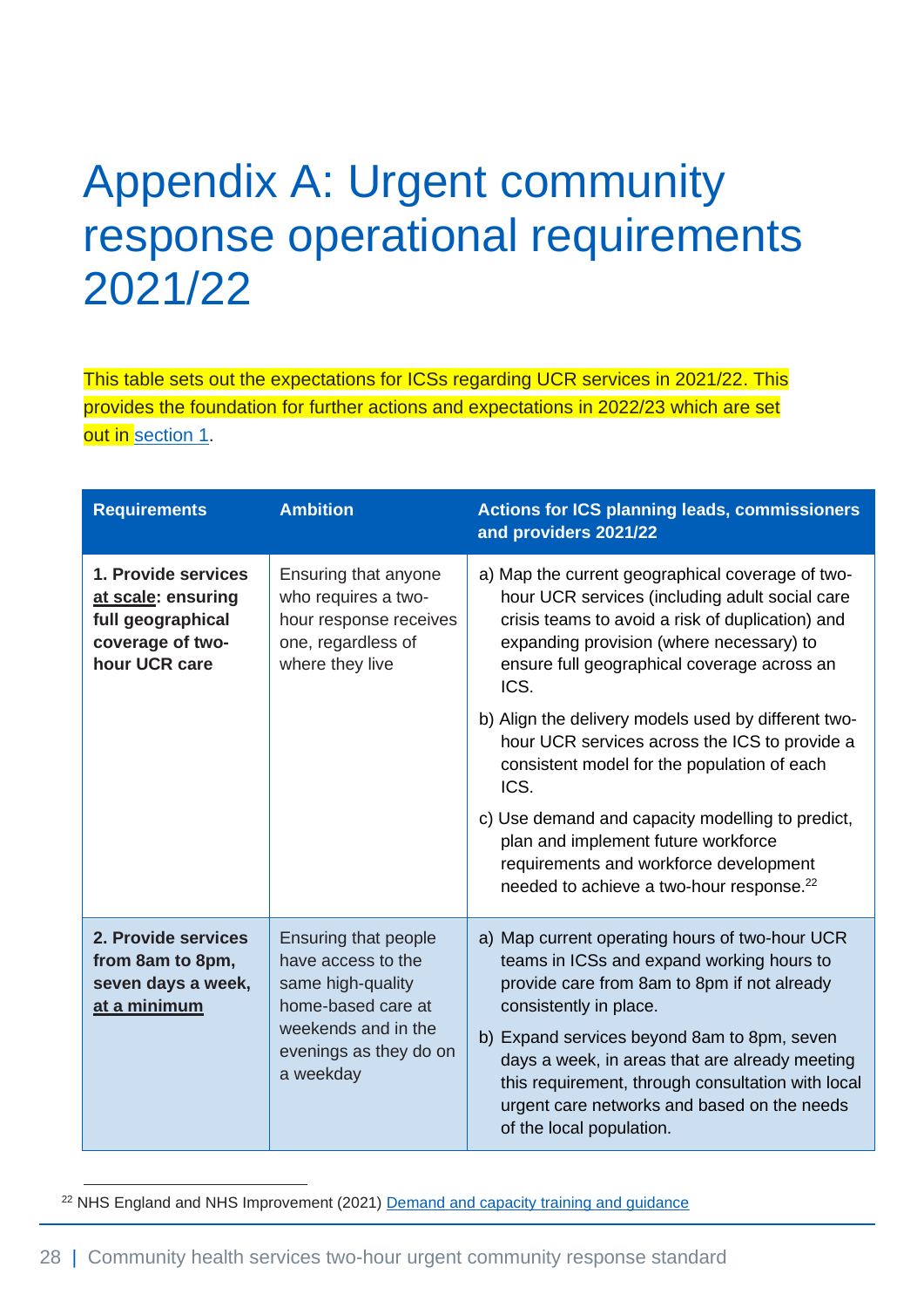# Appendix A: Urgent community response operational requirements 2021/22

This table sets out the expectations for ICSs regarding UCR services in 2021/22. This provides the foundation for further actions and expectations in 2022/23 which are set out in section 1.

| Requirements | Ambition | Actions for ICS planning leads, commissioners and providers 2021/22 |
|---|---|---|
| **1. Provide services at scale: ensuring full geographical coverage of two-hour UCR care** | Ensuring that anyone who requires a two-hour response receives one, regardless of where they live | a) Map the current geographical coverage of two-hour UCR services (including adult social care crisis teams to avoid a risk of duplication) and expanding provision (where necessary) to ensure full geographical coverage across an ICS.<br>b) Align the delivery models used by different two-hour UCR services across the ICS to provide a consistent model for the population of each ICS.<br>c) Use demand and capacity modelling to predict, plan and implement future workforce requirements and workforce development needed to achieve a two-hour response.[22] |
| **2. Provide services from 8am to 8pm, seven days a week, at a minimum** | Ensuring that people have access to the same high-quality home-based care at weekends and in the evenings as they do on a weekday | a) Map current operating hours of two-hour UCR teams in ICSs and expand working hours to provide care from 8am to 8pm if not already consistently in place.<br>b) Expand services beyond 8am to 8pm, seven days a week, in areas that are already meeting this requirement, through consultation with local urgent care networks and based on the needs of the local population. |

[22] NHS England and NHS Improvement (2021) Demand and capacity training and guidance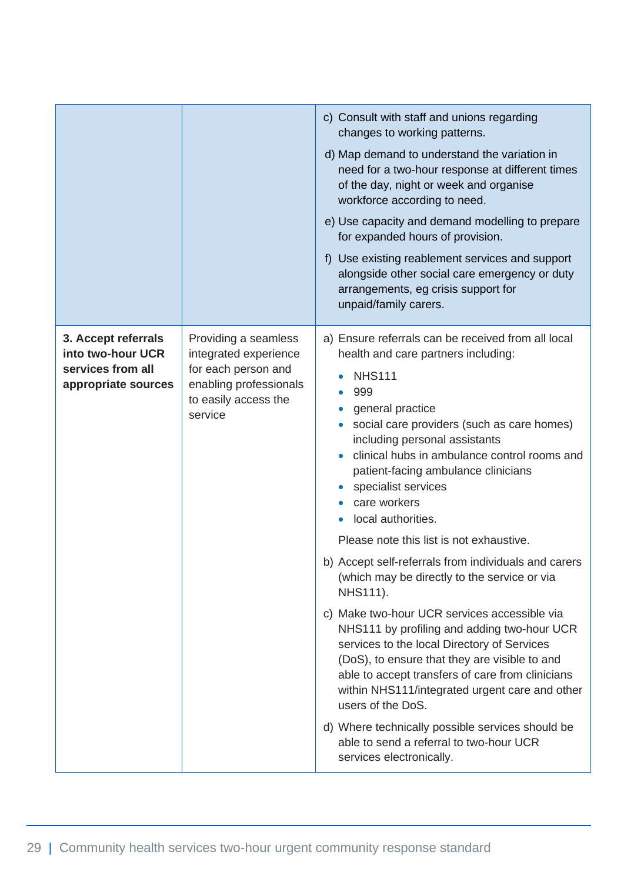| | | |
|---|---|---|
| | | c) Consult with staff and unions regarding changes to working patterns.<br><br>d) Map demand to understand the variation in need for a two-hour response at different times of the day, night or week and organise workforce according to need.<br><br>e) Use capacity and demand modelling to prepare for expanded hours of provision.<br><br>f) Use existing reablement services and support alongside other social care emergency or duty arrangements, eg crisis support for unpaid/family carers. |
| **3. Accept referrals into two-hour UCR services from all appropriate sources** | Providing a seamless integrated experience for each person and enabling professionals to easily access the service | a) Ensure referrals can be received from all local health and care partners including:<br>• NHS111<br>• 999<br>• general practice<br>• social care providers (such as care homes) including personal assistants<br>• clinical hubs in ambulance control rooms and patient-facing ambulance clinicians<br>• specialist services<br>• care workers<br>• local authorities.<br><br>Please note this list is not exhaustive.<br><br>b) Accept self-referrals from individuals and carers (which may be directly to the service or via NHS111).<br><br>c) Make two-hour UCR services accessible via NHS111 by profiling and adding two-hour UCR services to the local Directory of Services (DoS), to ensure that they are visible to and able to accept transfers of care from clinicians within NHS111/integrated urgent care and other users of the DoS.<br><br>d) Where technically possible services should be able to send a referral to two-hour UCR services electronically. |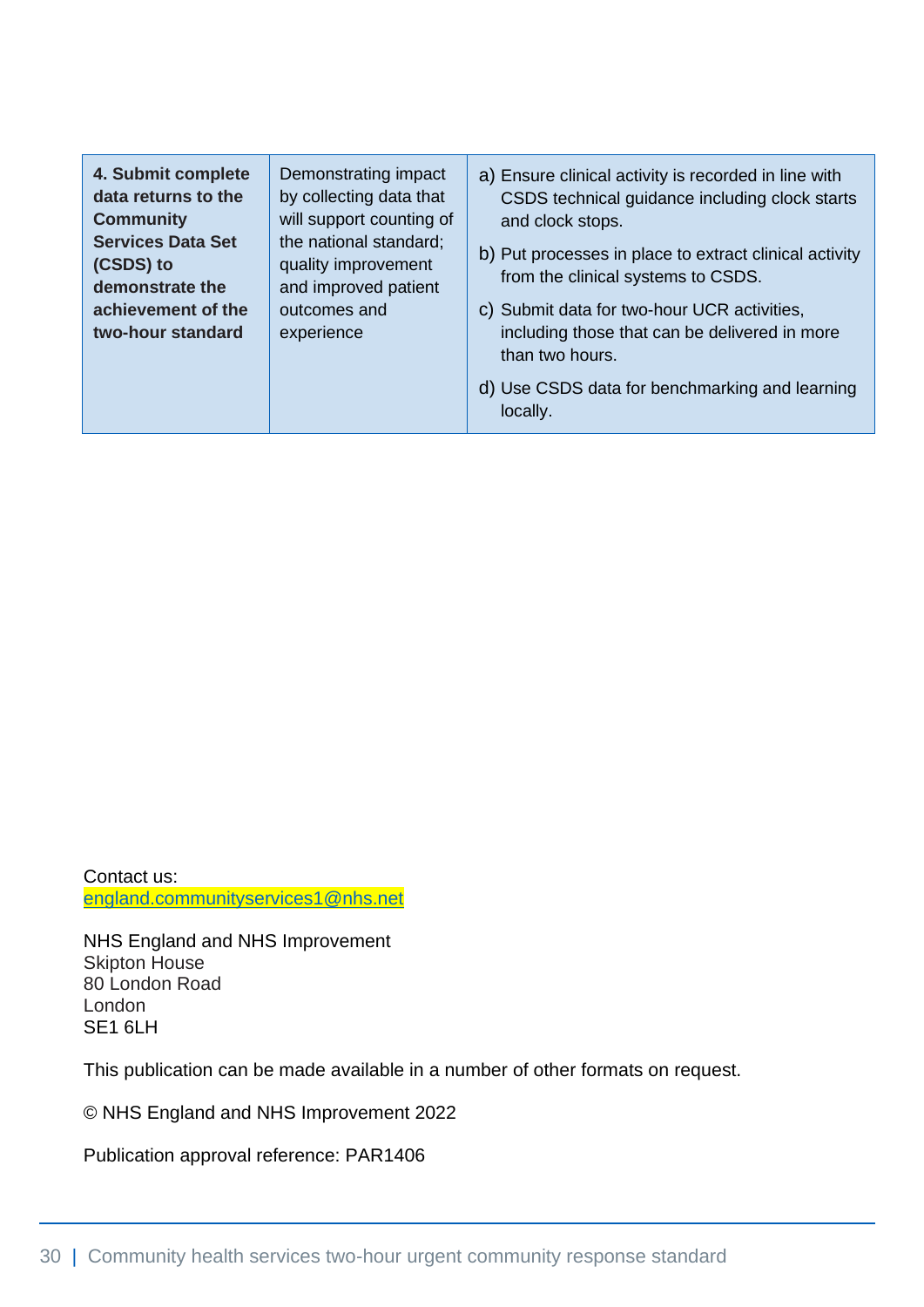| | | |
|---|---|---|
| **4. Submit complete data returns to the Community Services Data Set (CSDS) to demonstrate the achievement of the two-hour standard** | Demonstrating impact by collecting data that will support counting of the national standard; quality improvement and improved patient outcomes and experience | a) Ensure clinical activity is recorded in line with CSDS technical guidance including clock starts and clock stops.<br><br>b) Put processes in place to extract clinical activity from the clinical systems to CSDS.<br><br>c) Submit data for two-hour UCR activities, including those that can be delivered in more than two hours.<br><br>d) Use CSDS data for benchmarking and learning locally. |

Contact us:
england.communityservices1@nhs.net

NHS England and NHS Improvement
Skipton House
80 London Road
London
SE1 6LH

This publication can be made available in a number of other formats on request.

© NHS England and NHS Improvement 2022

Publication approval reference: PAR1406